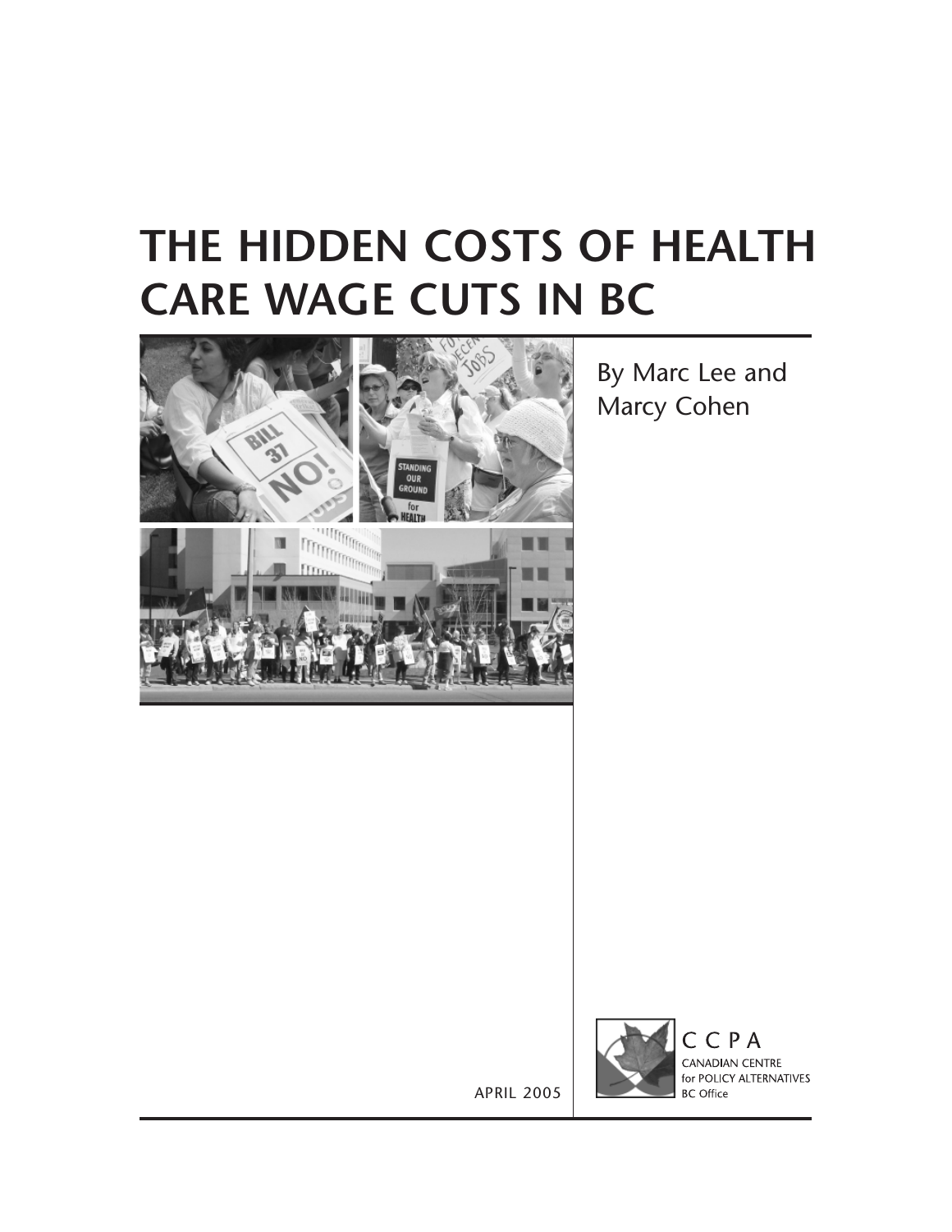# THE HIDDEN COSTS OF HEALTH CARE WAGE CUTS IN BC

By Marc Lee and Marcy Cohen

APRIL 2005

CCPA
CANADIAN CENTRE for POLICY ALTERNATIVES
BC Office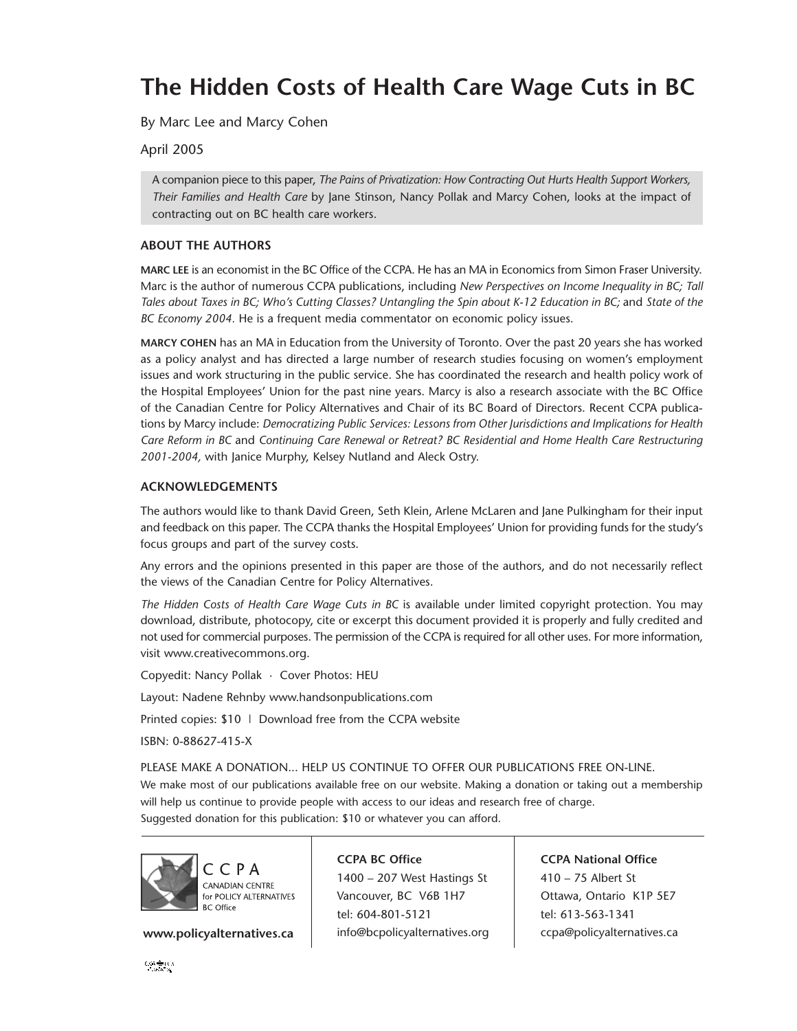# The Hidden Costs of Health Care Wage Cuts in BC

By Marc Lee and Marcy Cohen

April 2005

A companion piece to this paper, *The Pains of Privatization: How Contracting Out Hurts Health Support Workers, Their Families and Health Care* by Jane Stinson, Nancy Pollak and Marcy Cohen, looks at the impact of contracting out on BC health care workers.

### ABOUT THE AUTHORS

**MARC LEE** is an economist in the BC Office of the CCPA. He has an MA in Economics from Simon Fraser University. Marc is the author of numerous CCPA publications, including *New Perspectives on Income Inequality in BC; Tall Tales about Taxes in BC; Who's Cutting Classes? Untangling the Spin about K-12 Education in BC;* and *State of the BC Economy 2004.* He is a frequent media commentator on economic policy issues.

**MARCY COHEN** has an MA in Education from the University of Toronto. Over the past 20 years she has worked as a policy analyst and has directed a large number of research studies focusing on women's employment issues and work structuring in the public service. She has coordinated the research and health policy work of the Hospital Employees' Union for the past nine years. Marcy is also a research associate with the BC Office of the Canadian Centre for Policy Alternatives and Chair of its BC Board of Directors. Recent CCPA publications by Marcy include: *Democratizing Public Services: Lessons from Other Jurisdictions and Implications for Health Care Reform in BC* and *Continuing Care Renewal or Retreat? BC Residential and Home Health Care Restructuring 2001-2004,* with Janice Murphy, Kelsey Nutland and Aleck Ostry.

### ACKNOWLEDGEMENTS

The authors would like to thank David Green, Seth Klein, Arlene McLaren and Jane Pulkingham for their input and feedback on this paper. The CCPA thanks the Hospital Employees' Union for providing funds for the study's focus groups and part of the survey costs.

Any errors and the opinions presented in this paper are those of the authors, and do not necessarily reflect the views of the Canadian Centre for Policy Alternatives.

*The Hidden Costs of Health Care Wage Cuts in BC* is available under limited copyright protection. You may download, distribute, photocopy, cite or excerpt this document provided it is properly and fully credited and not used for commercial purposes. The permission of the CCPA is required for all other uses. For more information, visit www.creativecommons.org.

Copyedit: Nancy Pollak · Cover Photos: HEU

Layout: Nadene Rehnby www.handsonpublications.com

Printed copies: $10 | Download free from the CCPA website

ISBN: 0-88627-415-X

PLEASE MAKE A DONATION... HELP US CONTINUE TO OFFER OUR PUBLICATIONS FREE ON-LINE.
We make most of our publications available free on our website. Making a donation or taking out a membership will help us continue to provide people with access to our ideas and research free of charge.
Suggested donation for this publication: $10 or whatever you can afford.

CCPA
CANADIAN CENTRE for POLICY ALTERNATIVES
BC Office

**www.policyalternatives.ca**

**CCPA BC Office**
1400 – 207 West Hastings St
Vancouver, BC V6B 1H7
tel: 604-801-5121
info@bcpolicyalternatives.org

**CCPA National Office**
410 – 75 Albert St
Ottawa, Ontario K1P 5E7
tel: 613-563-1341
ccpa@policyalternatives.ca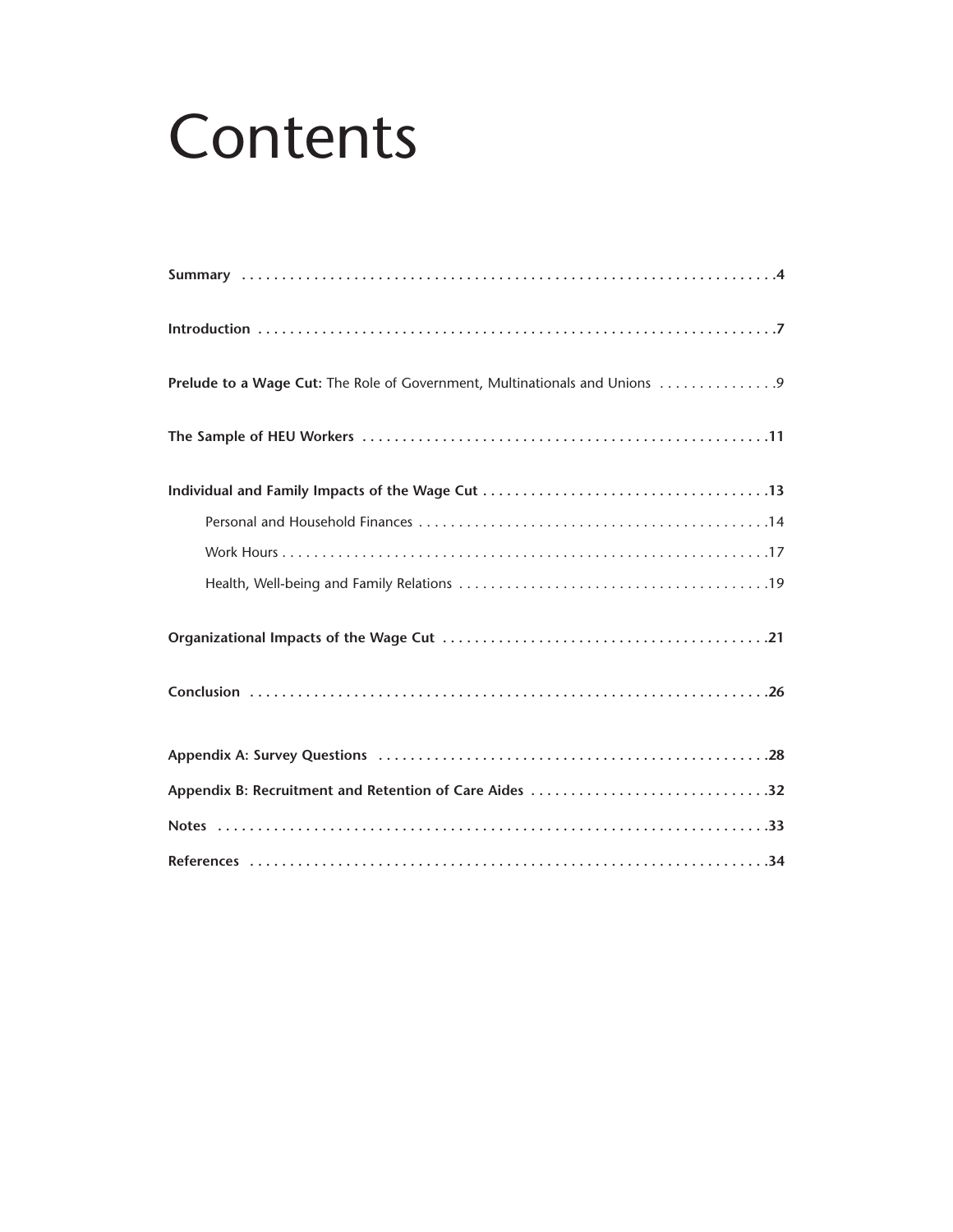# Contents

**Summary** .....4

**Introduction** .....7

**Prelude to a Wage Cut:** The Role of Government, Multinationals and Unions .....9

**The Sample of HEU Workers** .....11

**Individual and Family Impacts of the Wage Cut** .....13

- Personal and Household Finances .....14
- Work Hours .....17
- Health, Well-being and Family Relations .....19

**Organizational Impacts of the Wage Cut** .....21

**Conclusion** .....26

**Appendix A: Survey Questions** .....28

**Appendix B: Recruitment and Retention of Care Aides** .....32

**Notes** .....33

**References** .....34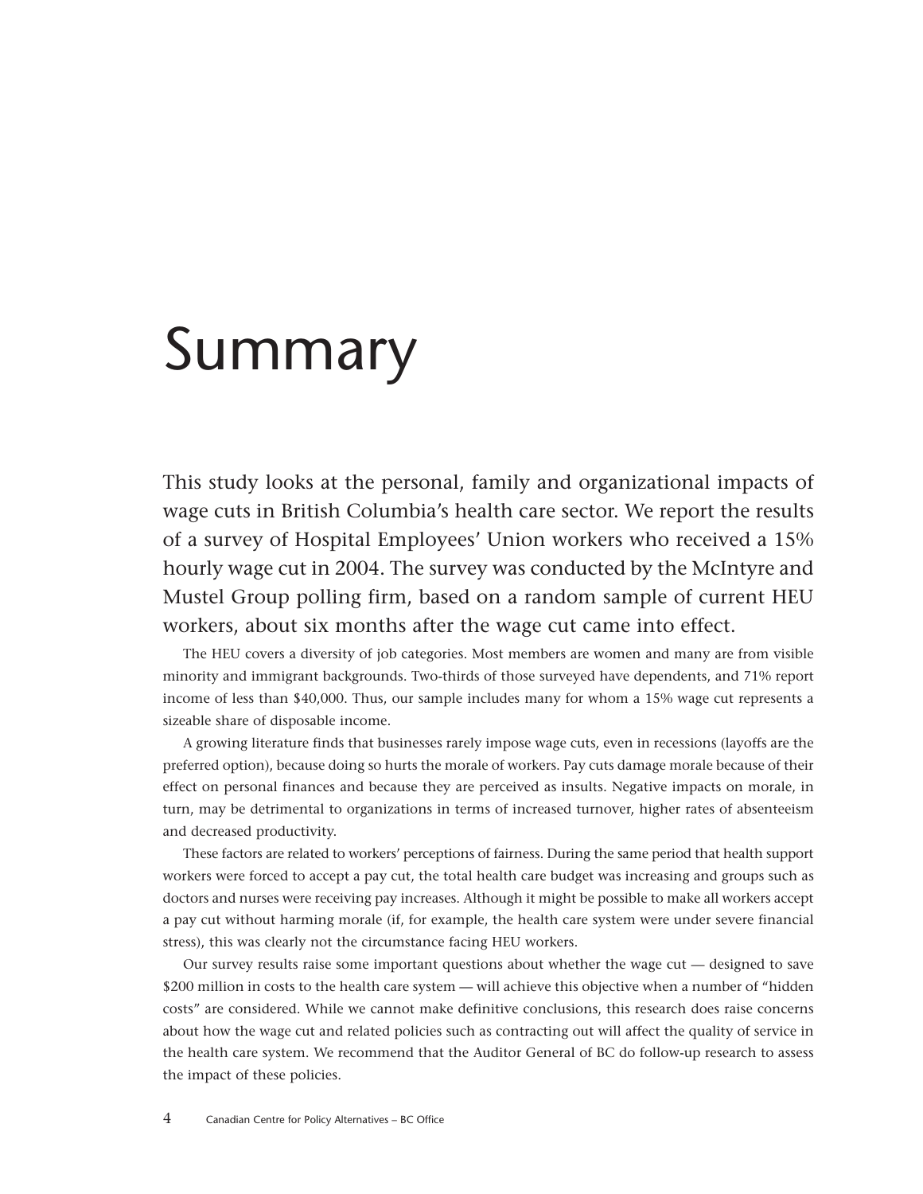# Summary

This study looks at the personal, family and organizational impacts of wage cuts in British Columbia's health care sector. We report the results of a survey of Hospital Employees' Union workers who received a 15% hourly wage cut in 2004. The survey was conducted by the McIntyre and Mustel Group polling firm, based on a random sample of current HEU workers, about six months after the wage cut came into effect.

The HEU covers a diversity of job categories. Most members are women and many are from visible minority and immigrant backgrounds. Two-thirds of those surveyed have dependents, and 71% report income of less than $40,000. Thus, our sample includes many for whom a 15% wage cut represents a sizeable share of disposable income.

A growing literature finds that businesses rarely impose wage cuts, even in recessions (layoffs are the preferred option), because doing so hurts the morale of workers. Pay cuts damage morale because of their effect on personal finances and because they are perceived as insults. Negative impacts on morale, in turn, may be detrimental to organizations in terms of increased turnover, higher rates of absenteeism and decreased productivity.

These factors are related to workers' perceptions of fairness. During the same period that health support workers were forced to accept a pay cut, the total health care budget was increasing and groups such as doctors and nurses were receiving pay increases. Although it might be possible to make all workers accept a pay cut without harming morale (if, for example, the health care system were under severe financial stress), this was clearly not the circumstance facing HEU workers.

Our survey results raise some important questions about whether the wage cut — designed to save $200 million in costs to the health care system — will achieve this objective when a number of "hidden costs" are considered. While we cannot make definitive conclusions, this research does raise concerns about how the wage cut and related policies such as contracting out will affect the quality of service in the health care system. We recommend that the Auditor General of BC do follow-up research to assess the impact of these policies.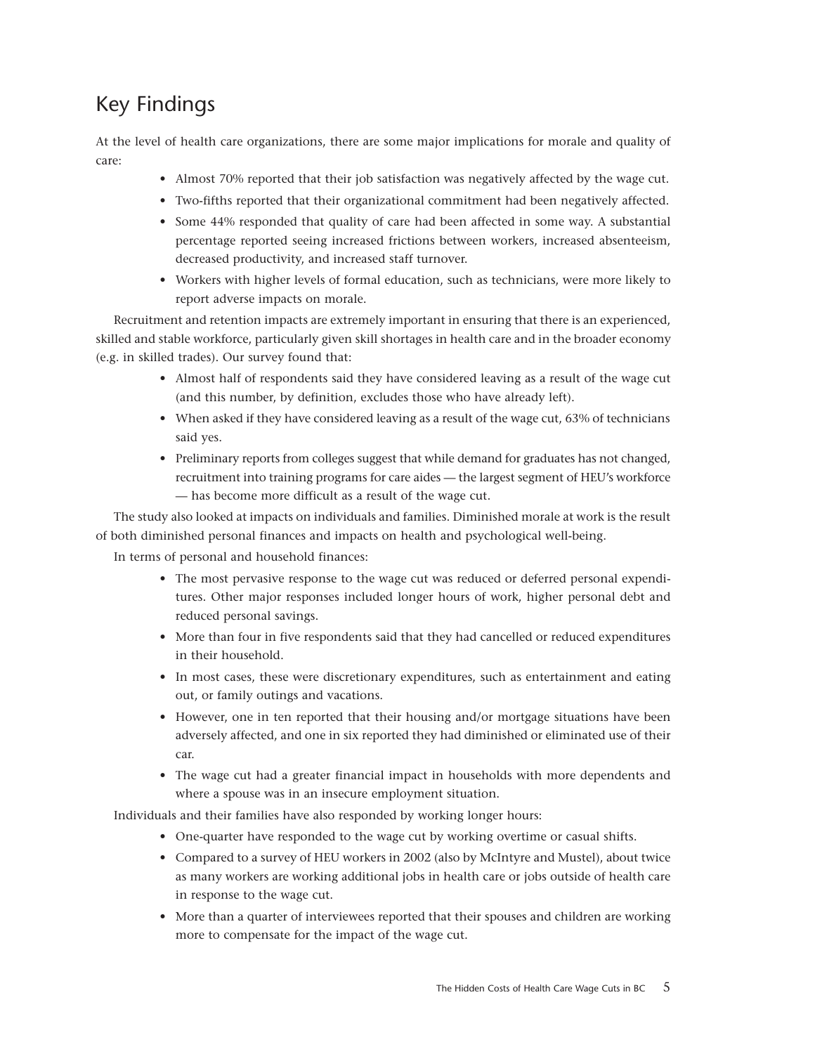## Key Findings

At the level of health care organizations, there are some major implications for morale and quality of care:

- Almost 70% reported that their job satisfaction was negatively affected by the wage cut.
- Two-fifths reported that their organizational commitment had been negatively affected.
- Some 44% responded that quality of care had been affected in some way. A substantial percentage reported seeing increased frictions between workers, increased absenteeism, decreased productivity, and increased staff turnover.
- Workers with higher levels of formal education, such as technicians, were more likely to report adverse impacts on morale.

Recruitment and retention impacts are extremely important in ensuring that there is an experienced, skilled and stable workforce, particularly given skill shortages in health care and in the broader economy (e.g. in skilled trades). Our survey found that:

- Almost half of respondents said they have considered leaving as a result of the wage cut (and this number, by definition, excludes those who have already left).
- When asked if they have considered leaving as a result of the wage cut, 63% of technicians said yes.
- Preliminary reports from colleges suggest that while demand for graduates has not changed, recruitment into training programs for care aides — the largest segment of HEU's workforce — has become more difficult as a result of the wage cut.

The study also looked at impacts on individuals and families. Diminished morale at work is the result of both diminished personal finances and impacts on health and psychological well-being.

In terms of personal and household finances:

- The most pervasive response to the wage cut was reduced or deferred personal expenditures. Other major responses included longer hours of work, higher personal debt and reduced personal savings.
- More than four in five respondents said that they had cancelled or reduced expenditures in their household.
- In most cases, these were discretionary expenditures, such as entertainment and eating out, or family outings and vacations.
- However, one in ten reported that their housing and/or mortgage situations have been adversely affected, and one in six reported they had diminished or eliminated use of their car.
- The wage cut had a greater financial impact in households with more dependents and where a spouse was in an insecure employment situation.

Individuals and their families have also responded by working longer hours:

- One-quarter have responded to the wage cut by working overtime or casual shifts.
- Compared to a survey of HEU workers in 2002 (also by McIntyre and Mustel), about twice as many workers are working additional jobs in health care or jobs outside of health care in response to the wage cut.
- More than a quarter of interviewees reported that their spouses and children are working more to compensate for the impact of the wage cut.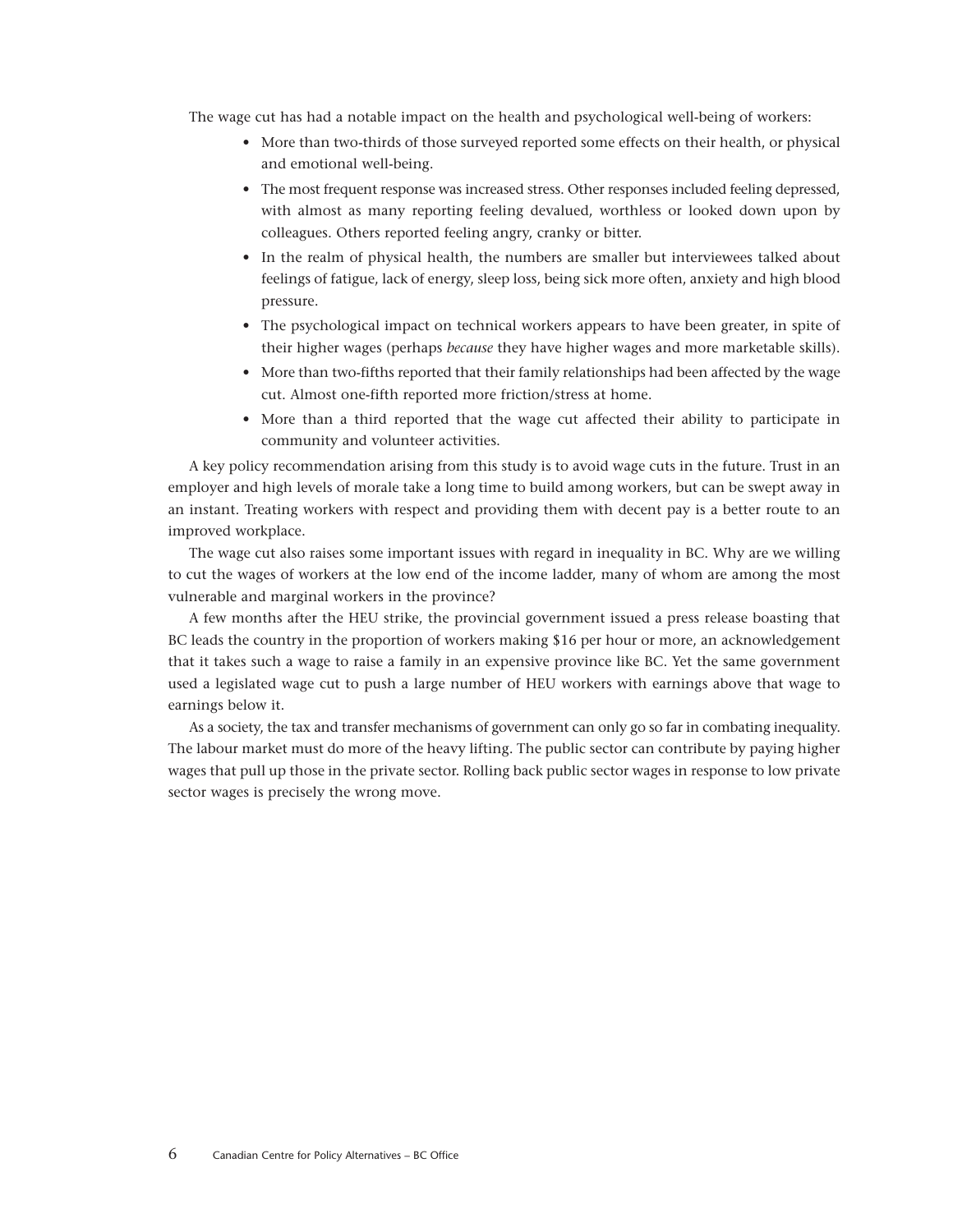The wage cut has had a notable impact on the health and psychological well-being of workers:

- More than two-thirds of those surveyed reported some effects on their health, or physical and emotional well-being.
- The most frequent response was increased stress. Other responses included feeling depressed, with almost as many reporting feeling devalued, worthless or looked down upon by colleagues. Others reported feeling angry, cranky or bitter.
- In the realm of physical health, the numbers are smaller but interviewees talked about feelings of fatigue, lack of energy, sleep loss, being sick more often, anxiety and high blood pressure.
- The psychological impact on technical workers appears to have been greater, in spite of their higher wages (perhaps *because* they have higher wages and more marketable skills).
- More than two-fifths reported that their family relationships had been affected by the wage cut. Almost one-fifth reported more friction/stress at home.
- More than a third reported that the wage cut affected their ability to participate in community and volunteer activities.

A key policy recommendation arising from this study is to avoid wage cuts in the future. Trust in an employer and high levels of morale take a long time to build among workers, but can be swept away in an instant. Treating workers with respect and providing them with decent pay is a better route to an improved workplace.

The wage cut also raises some important issues with regard in inequality in BC. Why are we willing to cut the wages of workers at the low end of the income ladder, many of whom are among the most vulnerable and marginal workers in the province?

A few months after the HEU strike, the provincial government issued a press release boasting that BC leads the country in the proportion of workers making $16 per hour or more, an acknowledgement that it takes such a wage to raise a family in an expensive province like BC. Yet the same government used a legislated wage cut to push a large number of HEU workers with earnings above that wage to earnings below it.

As a society, the tax and transfer mechanisms of government can only go so far in combating inequality. The labour market must do more of the heavy lifting. The public sector can contribute by paying higher wages that pull up those in the private sector. Rolling back public sector wages in response to low private sector wages is precisely the wrong move.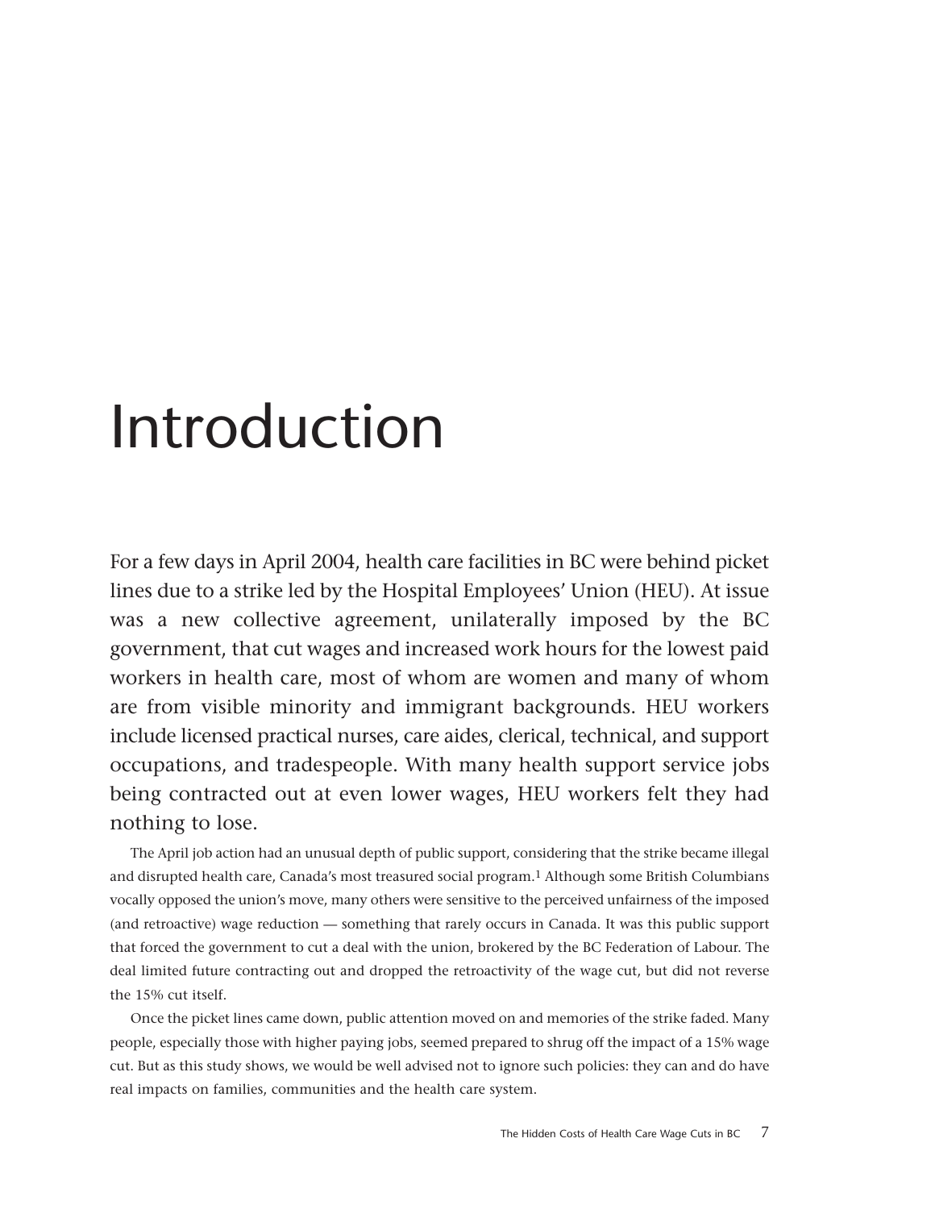# Introduction

For a few days in April 2004, health care facilities in BC were behind picket lines due to a strike led by the Hospital Employees' Union (HEU). At issue was a new collective agreement, unilaterally imposed by the BC government, that cut wages and increased work hours for the lowest paid workers in health care, most of whom are women and many of whom are from visible minority and immigrant backgrounds. HEU workers include licensed practical nurses, care aides, clerical, technical, and support occupations, and tradespeople. With many health support service jobs being contracted out at even lower wages, HEU workers felt they had nothing to lose.

The April job action had an unusual depth of public support, considering that the strike became illegal and disrupted health care, Canada's most treasured social program.[1] Although some British Columbians vocally opposed the union's move, many others were sensitive to the perceived unfairness of the imposed (and retroactive) wage reduction — something that rarely occurs in Canada. It was this public support that forced the government to cut a deal with the union, brokered by the BC Federation of Labour. The deal limited future contracting out and dropped the retroactivity of the wage cut, but did not reverse the 15% cut itself.

Once the picket lines came down, public attention moved on and memories of the strike faded. Many people, especially those with higher paying jobs, seemed prepared to shrug off the impact of a 15% wage cut. But as this study shows, we would be well advised not to ignore such policies: they can and do have real impacts on families, communities and the health care system.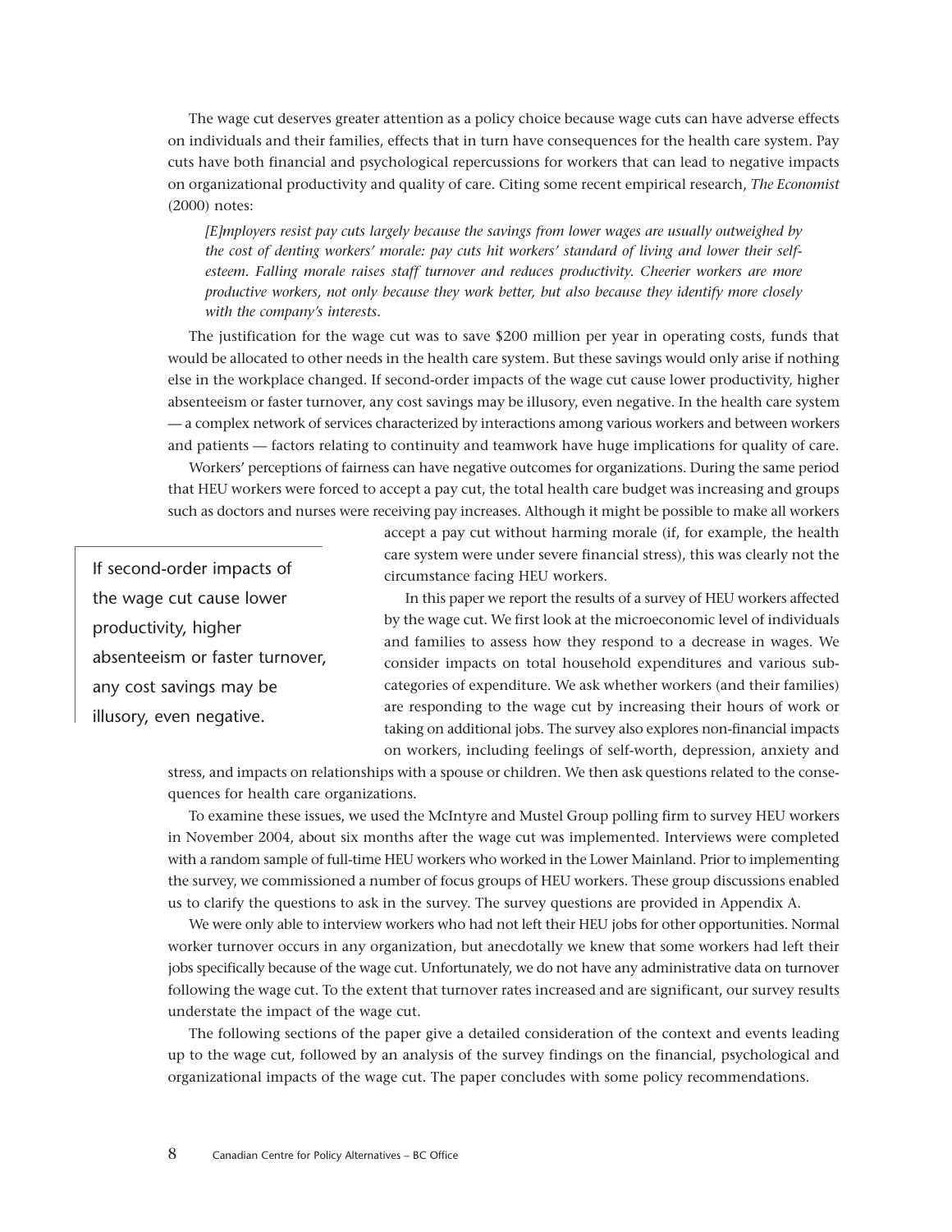The wage cut deserves greater attention as a policy choice because wage cuts can have adverse effects on individuals and their families, effects that in turn have consequences for the health care system. Pay cuts have both financial and psychological repercussions for workers that can lead to negative impacts on organizational productivity and quality of care. Citing some recent empirical research, *The Economist* (2000) notes:

> *[E]mployers resist pay cuts largely because the savings from lower wages are usually outweighed by the cost of denting workers' morale: pay cuts hit workers' standard of living and lower their self-esteem. Falling morale raises staff turnover and reduces productivity. Cheerier workers are more productive workers, not only because they work better, but also because they identify more closely with the company's interests.*

The justification for the wage cut was to save $200 million per year in operating costs, funds that would be allocated to other needs in the health care system. But these savings would only arise if nothing else in the workplace changed. If second-order impacts of the wage cut cause lower productivity, higher absenteeism or faster turnover, any cost savings may be illusory, even negative. In the health care system — a complex network of services characterized by interactions among various workers and between workers and patients — factors relating to continuity and teamwork have huge implications for quality of care.

Workers' perceptions of fairness can have negative outcomes for organizations. During the same period that HEU workers were forced to accept a pay cut, the total health care budget was increasing and groups such as doctors and nurses were receiving pay increases. Although it might be possible to make all workers accept a pay cut without harming morale (if, for example, the health care system were under severe financial stress), this was clearly not the circumstance facing HEU workers.

> If second-order impacts of the wage cut cause lower productivity, higher absenteeism or faster turnover, any cost savings may be illusory, even negative.

In this paper we report the results of a survey of HEU workers affected by the wage cut. We first look at the microeconomic level of individuals and families to assess how they respond to a decrease in wages. We consider impacts on total household expenditures and various sub-categories of expenditure. We ask whether workers (and their families) are responding to the wage cut by increasing their hours of work or taking on additional jobs. The survey also explores non-financial impacts on workers, including feelings of self-worth, depression, anxiety and stress, and impacts on relationships with a spouse or children. We then ask questions related to the consequences for health care organizations.

To examine these issues, we used the McIntyre and Mustel Group polling firm to survey HEU workers in November 2004, about six months after the wage cut was implemented. Interviews were completed with a random sample of full-time HEU workers who worked in the Lower Mainland. Prior to implementing the survey, we commissioned a number of focus groups of HEU workers. These group discussions enabled us to clarify the questions to ask in the survey. The survey questions are provided in Appendix A.

We were only able to interview workers who had not left their HEU jobs for other opportunities. Normal worker turnover occurs in any organization, but anecdotally we knew that some workers had left their jobs specifically because of the wage cut. Unfortunately, we do not have any administrative data on turnover following the wage cut. To the extent that turnover rates increased and are significant, our survey results understate the impact of the wage cut.

The following sections of the paper give a detailed consideration of the context and events leading up to the wage cut, followed by an analysis of the survey findings on the financial, psychological and organizational impacts of the wage cut. The paper concludes with some policy recommendations.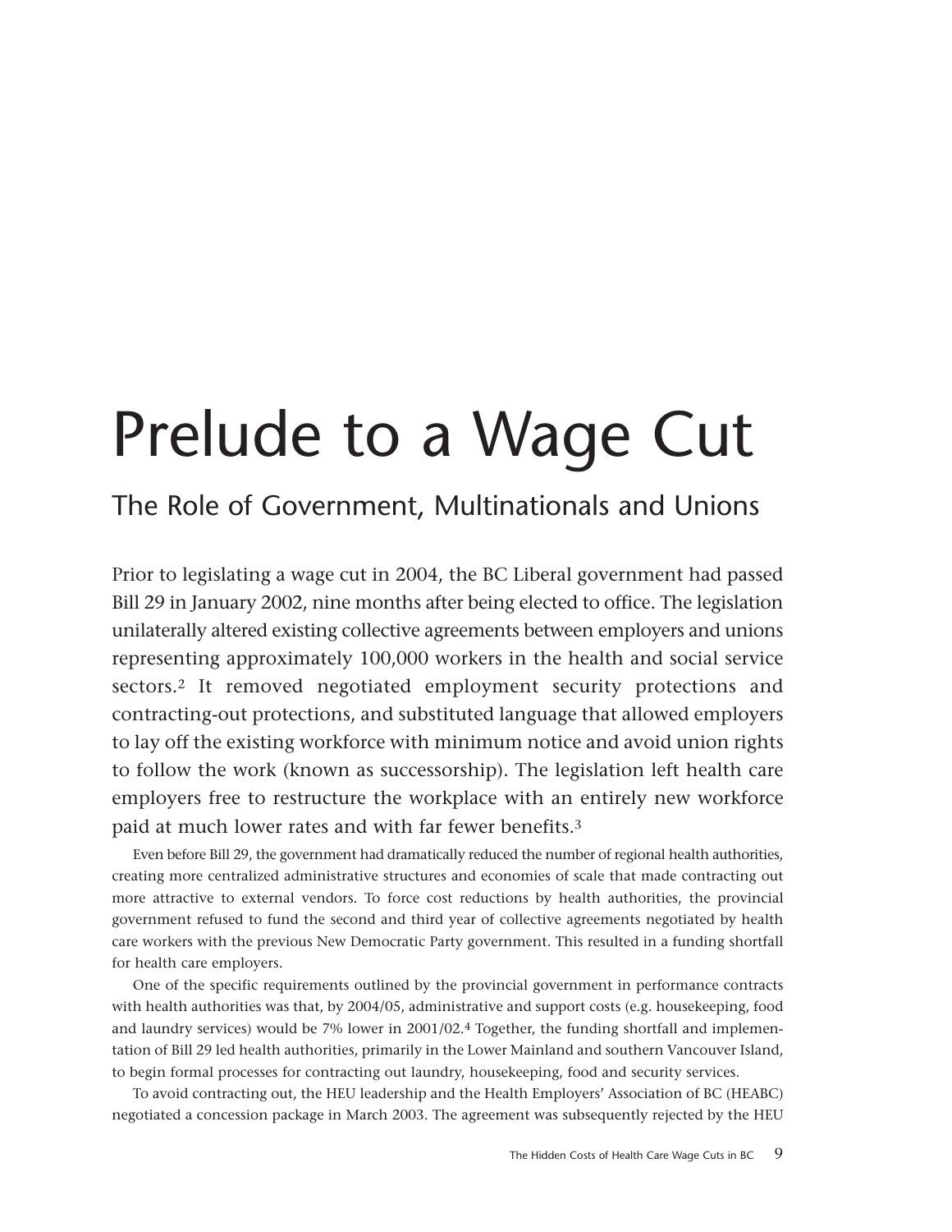# Prelude to a Wage Cut

## The Role of Government, Multinationals and Unions

Prior to legislating a wage cut in 2004, the BC Liberal government had passed Bill 29 in January 2002, nine months after being elected to office. The legislation unilaterally altered existing collective agreements between employers and unions representing approximately 100,000 workers in the health and social service sectors.[2] It removed negotiated employment security protections and contracting-out protections, and substituted language that allowed employers to lay off the existing workforce with minimum notice and avoid union rights to follow the work (known as successorship). The legislation left health care employers free to restructure the workplace with an entirely new workforce paid at much lower rates and with far fewer benefits.[3]

Even before Bill 29, the government had dramatically reduced the number of regional health authorities, creating more centralized administrative structures and economies of scale that made contracting out more attractive to external vendors. To force cost reductions by health authorities, the provincial government refused to fund the second and third year of collective agreements negotiated by health care workers with the previous New Democratic Party government. This resulted in a funding shortfall for health care employers.

One of the specific requirements outlined by the provincial government in performance contracts with health authorities was that, by 2004/05, administrative and support costs (e.g. housekeeping, food and laundry services) would be 7% lower in 2001/02.[4] Together, the funding shortfall and implementation of Bill 29 led health authorities, primarily in the Lower Mainland and southern Vancouver Island, to begin formal processes for contracting out laundry, housekeeping, food and security services.

To avoid contracting out, the HEU leadership and the Health Employers' Association of BC (HEABC) negotiated a concession package in March 2003. The agreement was subsequently rejected by the HEU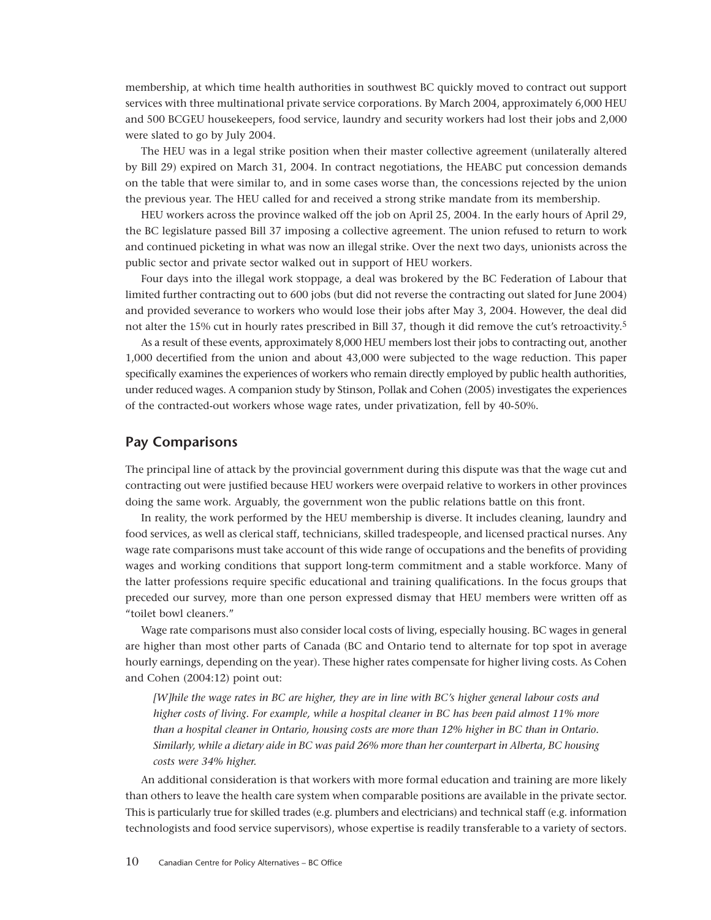membership, at which time health authorities in southwest BC quickly moved to contract out support services with three multinational private service corporations. By March 2004, approximately 6,000 HEU and 500 BCGEU housekeepers, food service, laundry and security workers had lost their jobs and 2,000 were slated to go by July 2004.

The HEU was in a legal strike position when their master collective agreement (unilaterally altered by Bill 29) expired on March 31, 2004. In contract negotiations, the HEABC put concession demands on the table that were similar to, and in some cases worse than, the concessions rejected by the union the previous year. The HEU called for and received a strong strike mandate from its membership.

HEU workers across the province walked off the job on April 25, 2004. In the early hours of April 29, the BC legislature passed Bill 37 imposing a collective agreement. The union refused to return to work and continued picketing in what was now an illegal strike. Over the next two days, unionists across the public sector and private sector walked out in support of HEU workers.

Four days into the illegal work stoppage, a deal was brokered by the BC Federation of Labour that limited further contracting out to 600 jobs (but did not reverse the contracting out slated for June 2004) and provided severance to workers who would lose their jobs after May 3, 2004. However, the deal did not alter the 15% cut in hourly rates prescribed in Bill 37, though it did remove the cut's retroactivity.[5]

As a result of these events, approximately 8,000 HEU members lost their jobs to contracting out, another 1,000 decertified from the union and about 43,000 were subjected to the wage reduction. This paper specifically examines the experiences of workers who remain directly employed by public health authorities, under reduced wages. A companion study by Stinson, Pollak and Cohen (2005) investigates the experiences of the contracted-out workers whose wage rates, under privatization, fell by 40-50%.

## Pay Comparisons

The principal line of attack by the provincial government during this dispute was that the wage cut and contracting out were justified because HEU workers were overpaid relative to workers in other provinces doing the same work. Arguably, the government won the public relations battle on this front.

In reality, the work performed by the HEU membership is diverse. It includes cleaning, laundry and food services, as well as clerical staff, technicians, skilled tradespeople, and licensed practical nurses. Any wage rate comparisons must take account of this wide range of occupations and the benefits of providing wages and working conditions that support long-term commitment and a stable workforce. Many of the latter professions require specific educational and training qualifications. In the focus groups that preceded our survey, more than one person expressed dismay that HEU members were written off as "toilet bowl cleaners."

Wage rate comparisons must also consider local costs of living, especially housing. BC wages in general are higher than most other parts of Canada (BC and Ontario tend to alternate for top spot in average hourly earnings, depending on the year). These higher rates compensate for higher living costs. As Cohen and Cohen (2004:12) point out:

> *[W]hile the wage rates in BC are higher, they are in line with BC's higher general labour costs and higher costs of living. For example, while a hospital cleaner in BC has been paid almost 11% more than a hospital cleaner in Ontario, housing costs are more than 12% higher in BC than in Ontario. Similarly, while a dietary aide in BC was paid 26% more than her counterpart in Alberta, BC housing costs were 34% higher.*

An additional consideration is that workers with more formal education and training are more likely than others to leave the health care system when comparable positions are available in the private sector. This is particularly true for skilled trades (e.g. plumbers and electricians) and technical staff (e.g. information technologists and food service supervisors), whose expertise is readily transferable to a variety of sectors.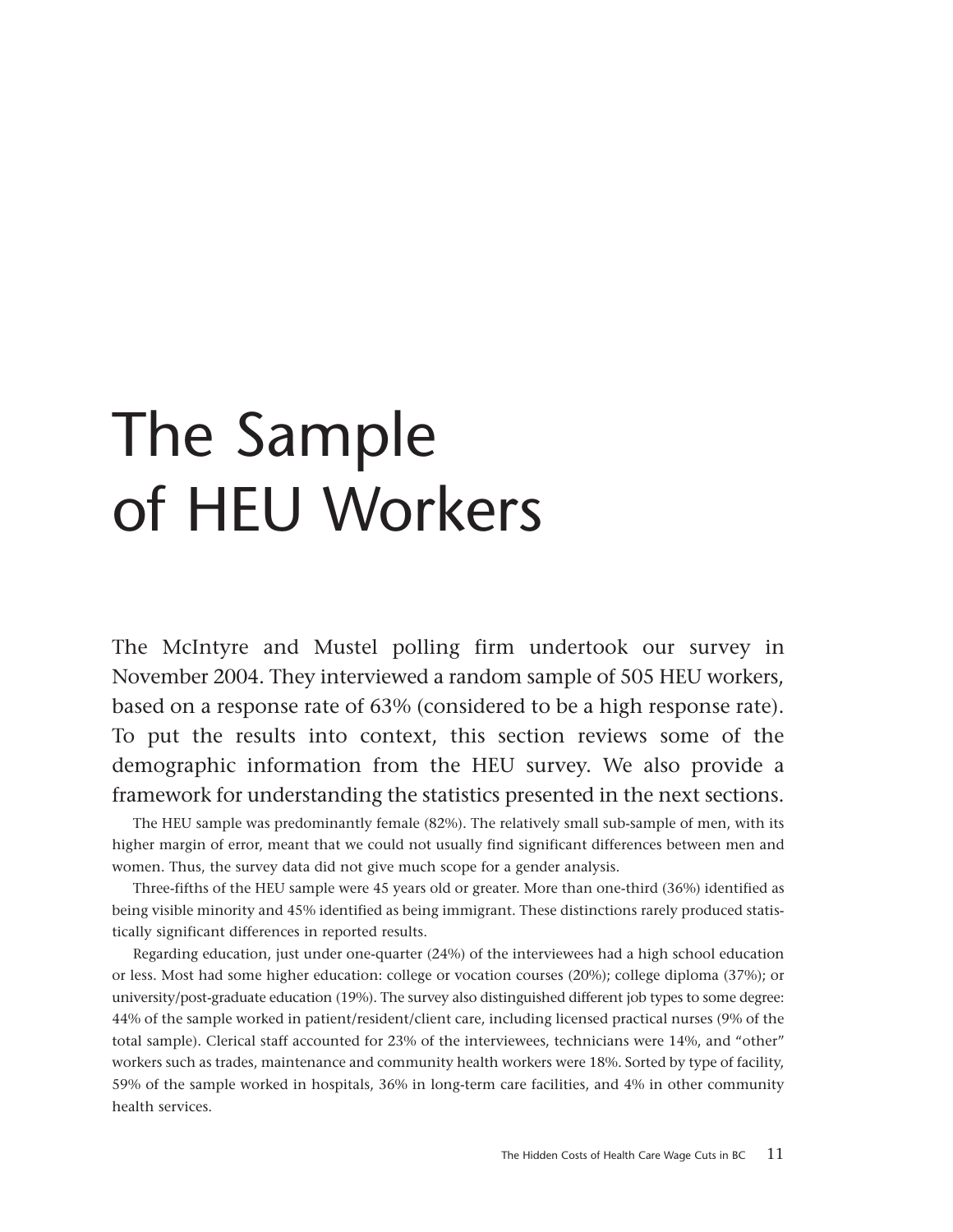# The Sample of HEU Workers

The McIntyre and Mustel polling firm undertook our survey in November 2004. They interviewed a random sample of 505 HEU workers, based on a response rate of 63% (considered to be a high response rate). To put the results into context, this section reviews some of the demographic information from the HEU survey. We also provide a framework for understanding the statistics presented in the next sections.

The HEU sample was predominantly female (82%). The relatively small sub-sample of men, with its higher margin of error, meant that we could not usually find significant differences between men and women. Thus, the survey data did not give much scope for a gender analysis.

Three-fifths of the HEU sample were 45 years old or greater. More than one-third (36%) identified as being visible minority and 45% identified as being immigrant. These distinctions rarely produced statistically significant differences in reported results.

Regarding education, just under one-quarter (24%) of the interviewees had a high school education or less. Most had some higher education: college or vocation courses (20%); college diploma (37%); or university/post-graduate education (19%). The survey also distinguished different job types to some degree: 44% of the sample worked in patient/resident/client care, including licensed practical nurses (9% of the total sample). Clerical staff accounted for 23% of the interviewees, technicians were 14%, and "other" workers such as trades, maintenance and community health workers were 18%. Sorted by type of facility, 59% of the sample worked in hospitals, 36% in long-term care facilities, and 4% in other community health services.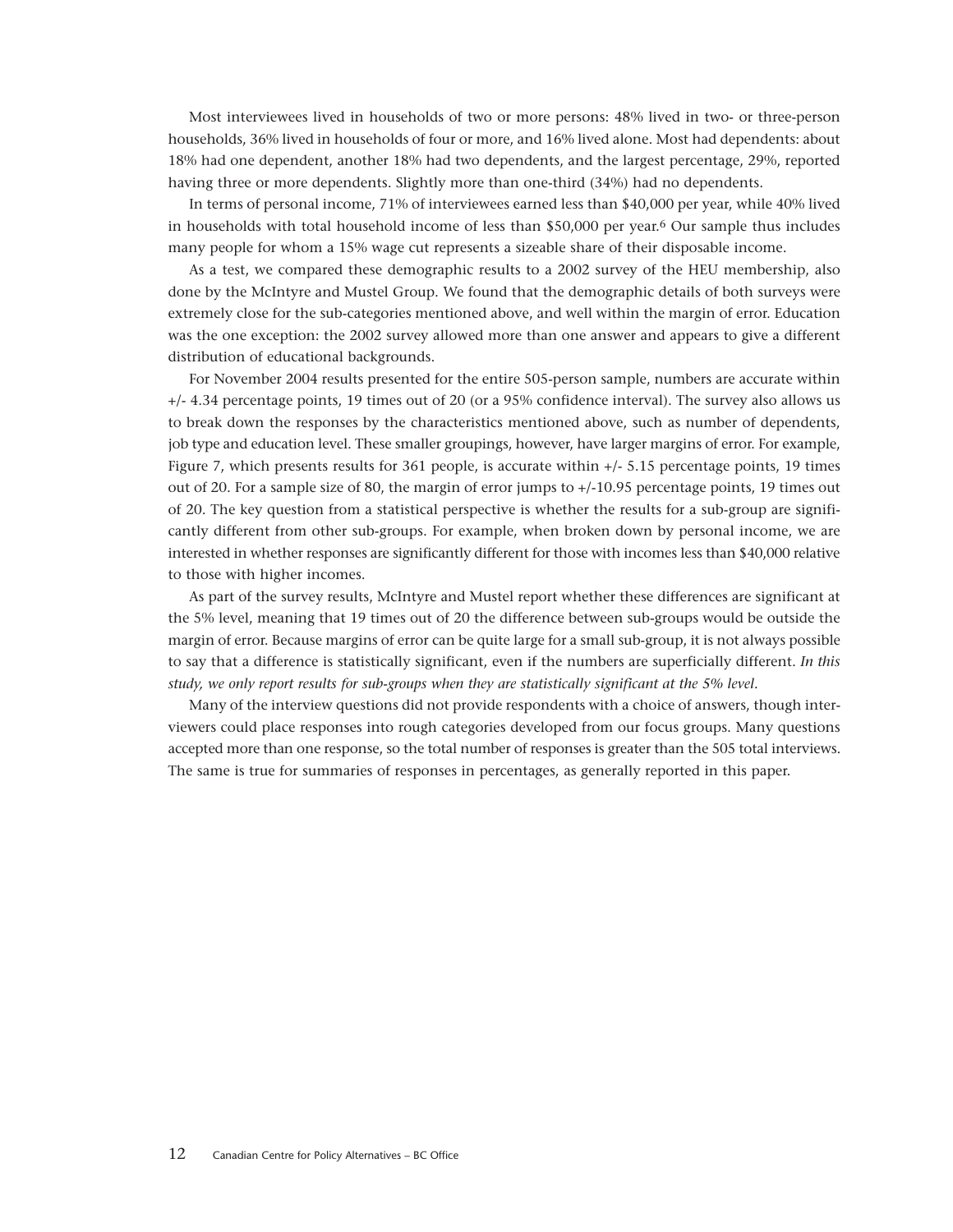Most interviewees lived in households of two or more persons: 48% lived in two- or three-person households, 36% lived in households of four or more, and 16% lived alone. Most had dependents: about 18% had one dependent, another 18% had two dependents, and the largest percentage, 29%, reported having three or more dependents. Slightly more than one-third (34%) had no dependents.

In terms of personal income, 71% of interviewees earned less than $40,000 per year, while 40% lived in households with total household income of less than $50,000 per year.[6] Our sample thus includes many people for whom a 15% wage cut represents a sizeable share of their disposable income.

As a test, we compared these demographic results to a 2002 survey of the HEU membership, also done by the McIntyre and Mustel Group. We found that the demographic details of both surveys were extremely close for the sub-categories mentioned above, and well within the margin of error. Education was the one exception: the 2002 survey allowed more than one answer and appears to give a different distribution of educational backgrounds.

For November 2004 results presented for the entire 505-person sample, numbers are accurate within +/- 4.34 percentage points, 19 times out of 20 (or a 95% confidence interval). The survey also allows us to break down the responses by the characteristics mentioned above, such as number of dependents, job type and education level. These smaller groupings, however, have larger margins of error. For example, Figure 7, which presents results for 361 people, is accurate within +/- 5.15 percentage points, 19 times out of 20. For a sample size of 80, the margin of error jumps to +/-10.95 percentage points, 19 times out of 20. The key question from a statistical perspective is whether the results for a sub-group are significantly different from other sub-groups. For example, when broken down by personal income, we are interested in whether responses are significantly different for those with incomes less than $40,000 relative to those with higher incomes.

As part of the survey results, McIntyre and Mustel report whether these differences are significant at the 5% level, meaning that 19 times out of 20 the difference between sub-groups would be outside the margin of error. Because margins of error can be quite large for a small sub-group, it is not always possible to say that a difference is statistically significant, even if the numbers are superficially different. *In this study, we only report results for sub-groups when they are statistically significant at the 5% level.*

Many of the interview questions did not provide respondents with a choice of answers, though interviewers could place responses into rough categories developed from our focus groups. Many questions accepted more than one response, so the total number of responses is greater than the 505 total interviews. The same is true for summaries of responses in percentages, as generally reported in this paper.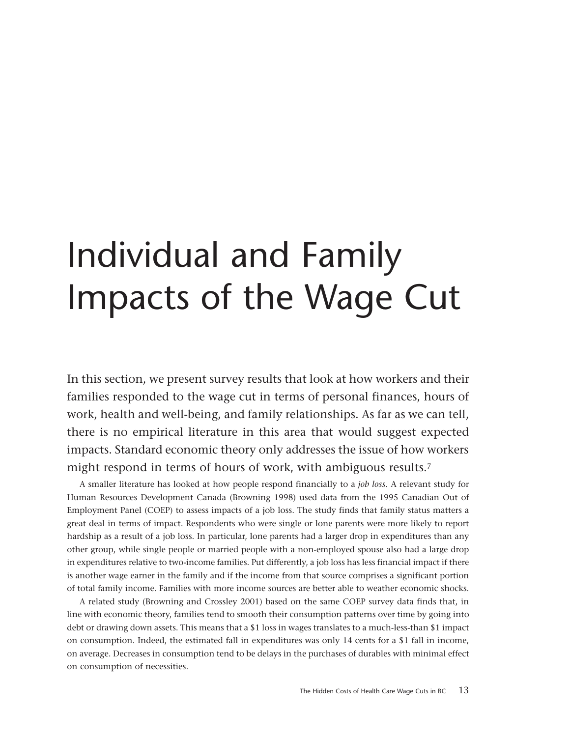# Individual and Family Impacts of the Wage Cut

In this section, we present survey results that look at how workers and their families responded to the wage cut in terms of personal finances, hours of work, health and well-being, and family relationships. As far as we can tell, there is no empirical literature in this area that would suggest expected impacts. Standard economic theory only addresses the issue of how workers might respond in terms of hours of work, with ambiguous results.[7]

A smaller literature has looked at how people respond financially to a *job loss*. A relevant study for Human Resources Development Canada (Browning 1998) used data from the 1995 Canadian Out of Employment Panel (COEP) to assess impacts of a job loss. The study finds that family status matters a great deal in terms of impact. Respondents who were single or lone parents were more likely to report hardship as a result of a job loss. In particular, lone parents had a larger drop in expenditures than any other group, while single people or married people with a non-employed spouse also had a large drop in expenditures relative to two-income families. Put differently, a job loss has less financial impact if there is another wage earner in the family and if the income from that source comprises a significant portion of total family income. Families with more income sources are better able to weather economic shocks.

A related study (Browning and Crossley 2001) based on the same COEP survey data finds that, in line with economic theory, families tend to smooth their consumption patterns over time by going into debt or drawing down assets. This means that a $1 loss in wages translates to a much-less-than $1 impact on consumption. Indeed, the estimated fall in expenditures was only 14 cents for a $1 fall in income, on average. Decreases in consumption tend to be delays in the purchases of durables with minimal effect on consumption of necessities.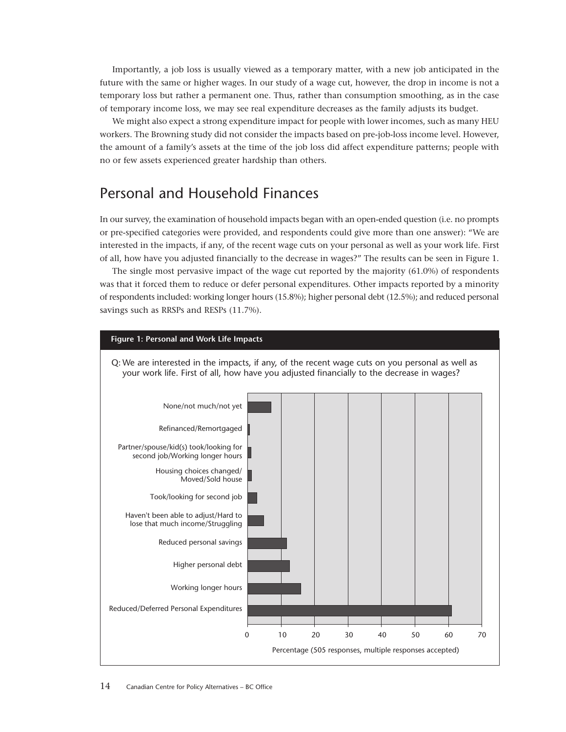Importantly, a job loss is usually viewed as a temporary matter, with a new job anticipated in the future with the same or higher wages. In our study of a wage cut, however, the drop in income is not a temporary loss but rather a permanent one. Thus, rather than consumption smoothing, as in the case of temporary income loss, we may see real expenditure decreases as the family adjusts its budget.

We might also expect a strong expenditure impact for people with lower incomes, such as many HEU workers. The Browning study did not consider the impacts based on pre-job-loss income level. However, the amount of a family's assets at the time of the job loss did affect expenditure patterns; people with no or few assets experienced greater hardship than others.

## Personal and Household Finances

In our survey, the examination of household impacts began with an open-ended question (i.e. no prompts or pre-specified categories were provided, and respondents could give more than one answer): "We are interested in the impacts, if any, of the recent wage cuts on your personal as well as your work life. First of all, how have you adjusted financially to the decrease in wages?" The results can be seen in Figure 1.

The single most pervasive impact of the wage cut reported by the majority (61.0%) of respondents was that it forced them to reduce or defer personal expenditures. Other impacts reported by a minority of respondents included: working longer hours (15.8%); higher personal debt (12.5%); and reduced personal savings such as RRSPs and RESPs (11.7%).

**Figure 1: Personal and Work Life Impacts**

Q: We are interested in the impacts, if any, of the recent wage cuts on you personal as well as your work life. First of all, how have you adjusted financially to the decrease in wages?

- None/not much/not yet
- Refinanced/Remortgaged
- Partner/spouse/kid(s) took/looking for second job/Working longer hours
- Housing choices changed/Moved/Sold house
- Took/looking for second job
- Haven't been able to adjust/Hard to lose that much income/Struggling
- Reduced personal savings
- Higher personal debt
- Working longer hours
- Reduced/Deferred Personal Expenditures

Percentage (505 responses, multiple responses accepted)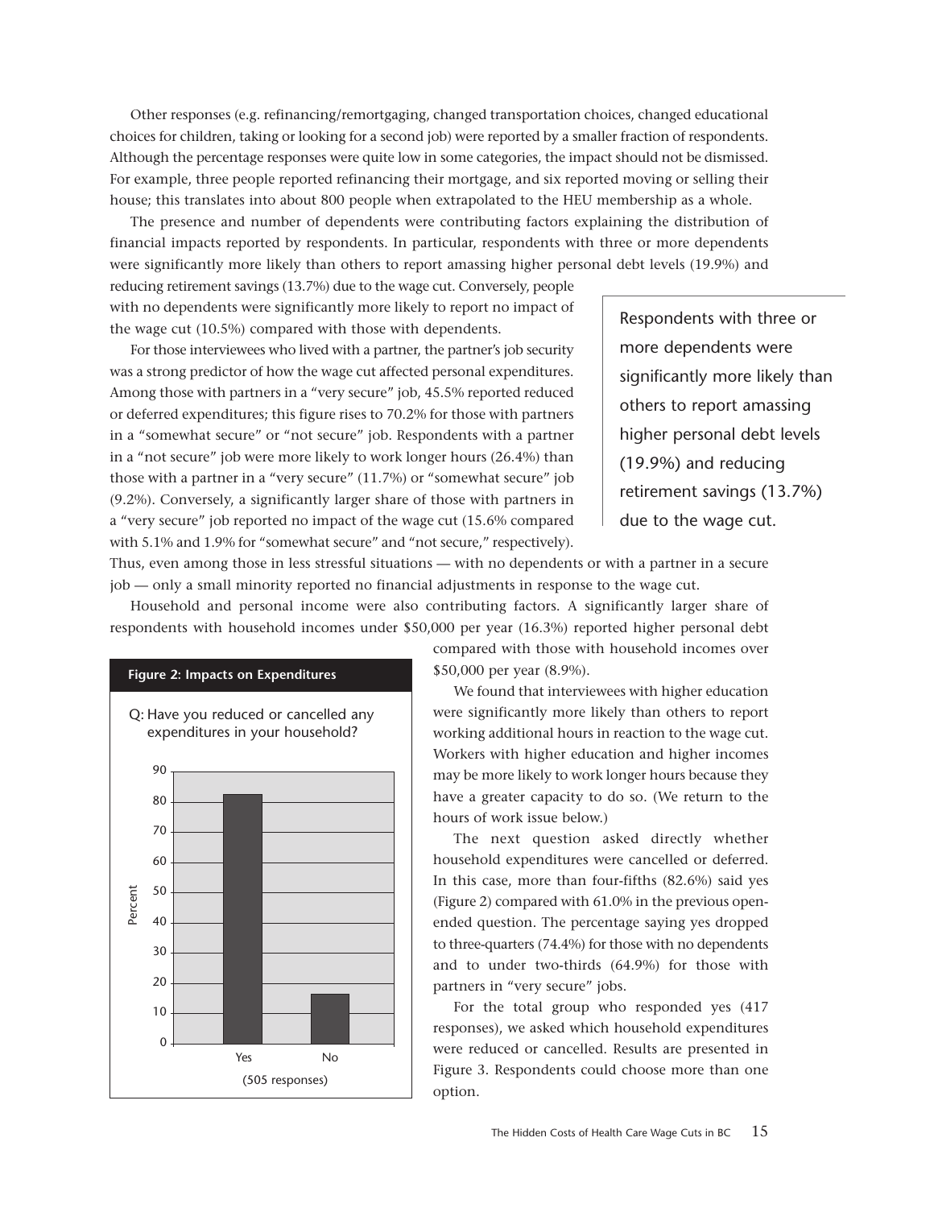Other responses (e.g. refinancing/remortgaging, changed transportation choices, changed educational choices for children, taking or looking for a second job) were reported by a smaller fraction of respondents. Although the percentage responses were quite low in some categories, the impact should not be dismissed. For example, three people reported refinancing their mortgage, and six reported moving or selling their house; this translates into about 800 people when extrapolated to the HEU membership as a whole.

The presence and number of dependents were contributing factors explaining the distribution of financial impacts reported by respondents. In particular, respondents with three or more dependents were significantly more likely than others to report amassing higher personal debt levels (19.9%) and reducing retirement savings (13.7%) due to the wage cut. Conversely, people with no dependents were significantly more likely to report no impact of the wage cut (10.5%) compared with those with dependents.

> Respondents with three or more dependents were significantly more likely than others to report amassing higher personal debt levels (19.9%) and reducing retirement savings (13.7%) due to the wage cut.

For those interviewees who lived with a partner, the partner's job security was a strong predictor of how the wage cut affected personal expenditures. Among those with partners in a "very secure" job, 45.5% reported reduced or deferred expenditures; this figure rises to 70.2% for those with partners in a "somewhat secure" or "not secure" job. Respondents with a partner in a "not secure" job were more likely to work longer hours (26.4%) than those with a partner in a "very secure" (11.7%) or "somewhat secure" job (9.2%). Conversely, a significantly larger share of those with partners in a "very secure" job reported no impact of the wage cut (15.6% compared with 5.1% and 1.9% for "somewhat secure" and "not secure," respectively). Thus, even among those in less stressful situations — with no dependents or with a partner in a secure job — only a small minority reported no financial adjustments in response to the wage cut.

Household and personal income were also contributing factors. A significantly larger share of respondents with household incomes under $50,000 per year (16.3%) reported higher personal debt compared with those with household incomes over $50,000 per year (8.9%).

We found that interviewees with higher education were significantly more likely than others to report working additional hours in reaction to the wage cut. Workers with higher education and higher incomes may be more likely to work longer hours because they have a greater capacity to do so. (We return to the hours of work issue below.)

The next question asked directly whether household expenditures were cancelled or deferred. In this case, more than four-fifths (82.6%) said yes (Figure 2) compared with 61.0% in the previous open-ended question. The percentage saying yes dropped to three-quarters (74.4%) for those with no dependents and to under two-thirds (64.9%) for those with partners in "very secure" jobs.

For the total group who responded yes (417 responses), we asked which household expenditures were reduced or cancelled. Results are presented in Figure 3. Respondents could choose more than one option.

**Figure 2: Impacts on Expenditures**

Q: Have you reduced or cancelled any expenditures in your household?

| Response | Percent |
|---|---|
| Yes | 82.6 |
| No | ~17 |

(505 responses)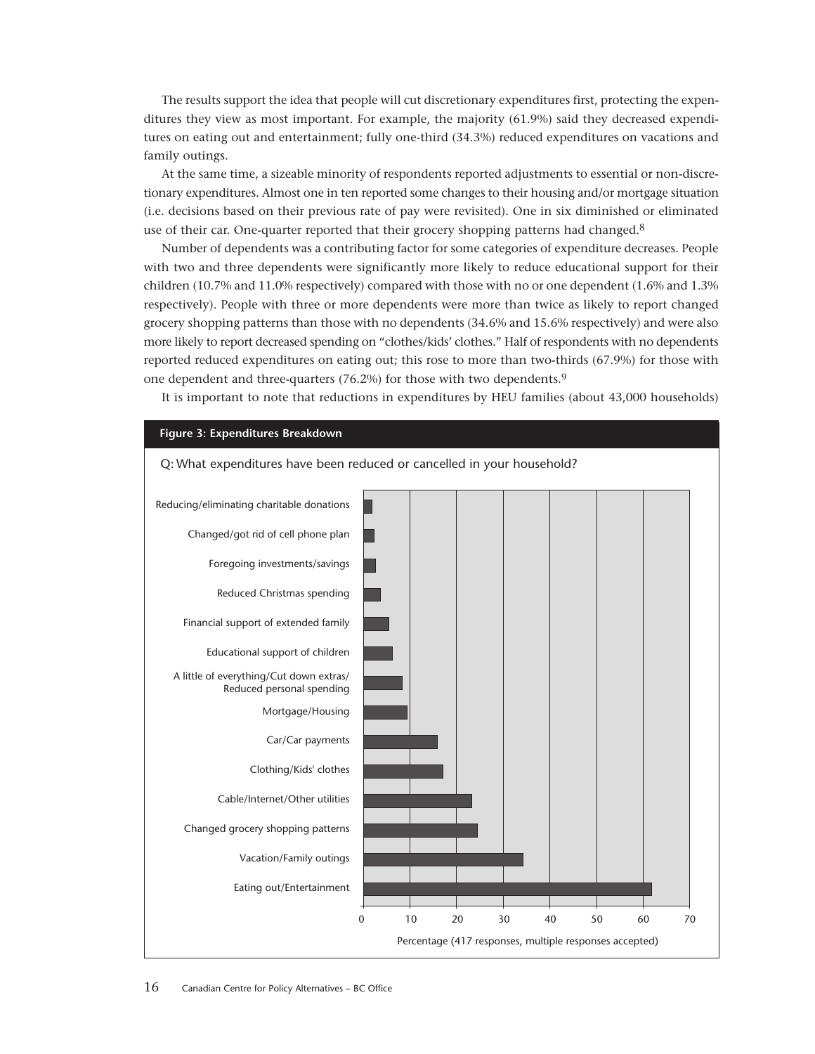The results support the idea that people will cut discretionary expenditures first, protecting the expenditures they view as most important. For example, the majority (61.9%) said they decreased expenditures on eating out and entertainment; fully one-third (34.3%) reduced expenditures on vacations and family outings.

At the same time, a sizeable minority of respondents reported adjustments to essential or non-discretionary expenditures. Almost one in ten reported some changes to their housing and/or mortgage situation (i.e. decisions based on their previous rate of pay were revisited). One in six diminished or eliminated use of their car. One-quarter reported that their grocery shopping patterns had changed.[8]

Number of dependents was a contributing factor for some categories of expenditure decreases. People with two and three dependents were significantly more likely to reduce educational support for their children (10.7% and 11.0% respectively) compared with those with no or one dependent (1.6% and 1.3% respectively). People with three or more dependents were more than twice as likely to report changed grocery shopping patterns than those with no dependents (34.6% and 15.6% respectively) and were also more likely to report decreased spending on "clothes/kids' clothes." Half of respondents with no dependents reported reduced expenditures on eating out; this rose to more than two-thirds (67.9%) for those with one dependent and three-quarters (76.2%) for those with two dependents.[9]

It is important to note that reductions in expenditures by HEU families (about 43,000 households)

**Figure 3: Expenditures Breakdown**

Q: What expenditures have been reduced or cancelled in your household?

- Reducing/eliminating charitable donations
- Changed/got rid of cell phone plan
- Foregoing investments/savings
- Reduced Christmas spending
- Financial support of extended family
- Educational support of children
- A little of everything/Cut down extras/Reduced personal spending
- Mortgage/Housing
- Car/Car payments
- Clothing/Kids' clothes
- Cable/Internet/Other utilities
- Changed grocery shopping patterns
- Vacation/Family outings
- Eating out/Entertainment

Percentage (417 responses, multiple responses accepted)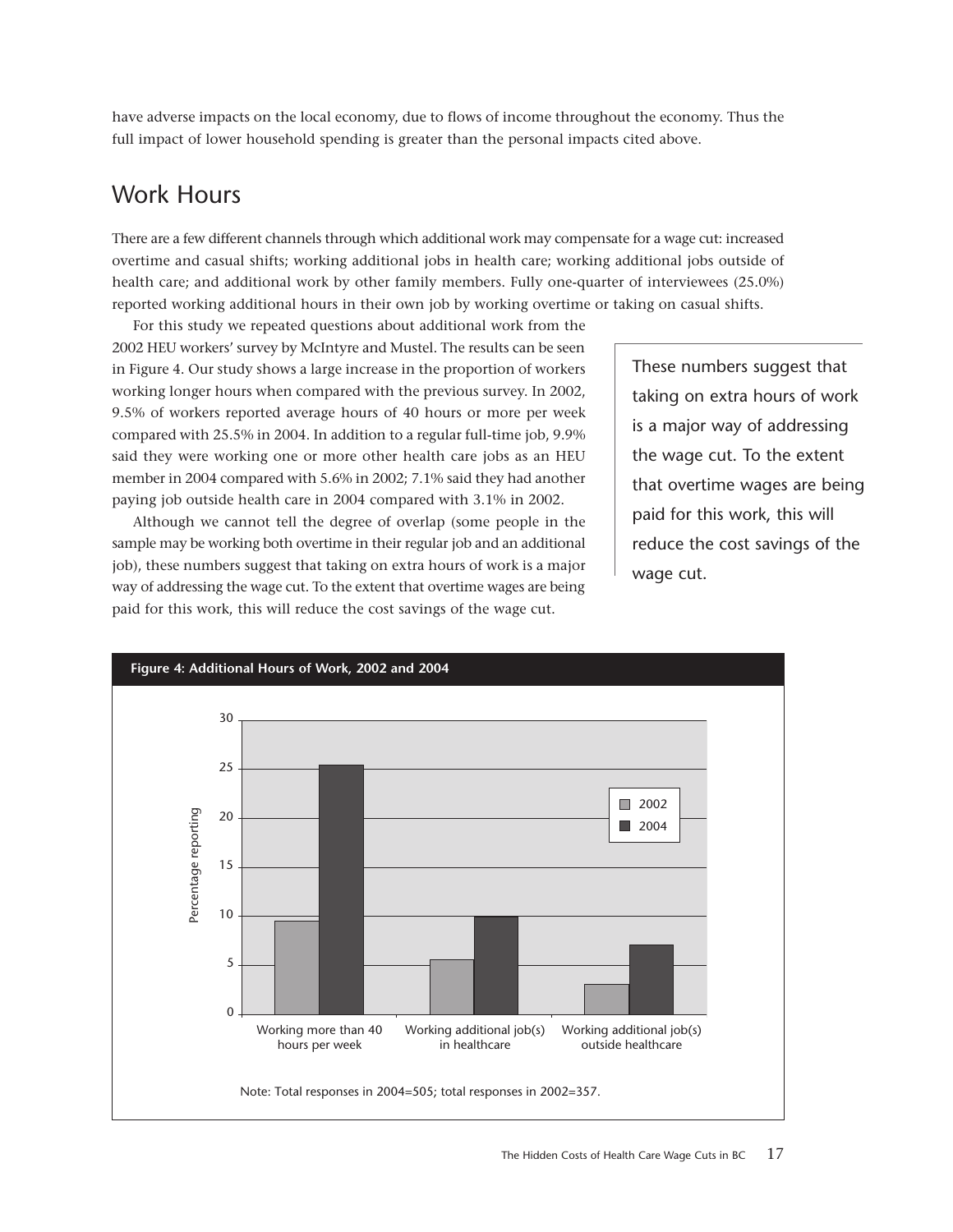have adverse impacts on the local economy, due to flows of income throughout the economy. Thus the full impact of lower household spending is greater than the personal impacts cited above.

## Work Hours

There are a few different channels through which additional work may compensate for a wage cut: increased overtime and casual shifts; working additional jobs in health care; working additional jobs outside of health care; and additional work by other family members. Fully one-quarter of interviewees (25.0%) reported working additional hours in their own job by working overtime or taking on casual shifts.

For this study we repeated questions about additional work from the 2002 HEU workers' survey by McIntyre and Mustel. The results can be seen in Figure 4. Our study shows a large increase in the proportion of workers working longer hours when compared with the previous survey. In 2002, 9.5% of workers reported average hours of 40 hours or more per week compared with 25.5% in 2004. In addition to a regular full-time job, 9.9% said they were working one or more other health care jobs as an HEU member in 2004 compared with 5.6% in 2002; 7.1% said they had another paying job outside health care in 2004 compared with 3.1% in 2002.

Although we cannot tell the degree of overlap (some people in the sample may be working both overtime in their regular job and an additional job), these numbers suggest that taking on extra hours of work is a major way of addressing the wage cut. To the extent that overtime wages are being paid for this work, this will reduce the cost savings of the wage cut.

> These numbers suggest that taking on extra hours of work is a major way of addressing the wage cut. To the extent that overtime wages are being paid for this work, this will reduce the cost savings of the wage cut.

**Figure 4: Additional Hours of Work, 2002 and 2004**

| | 2002 | 2004 |
|---|---|---|
| Working more than 40 hours per week | 9.5 | 25.5 |
| Working additional job(s) in healthcare | 5.6 | 9.9 |
| Working additional job(s) outside healthcare | 3.1 | 7.1 |

Percentage reporting

Note: Total responses in 2004=505; total responses in 2002=357.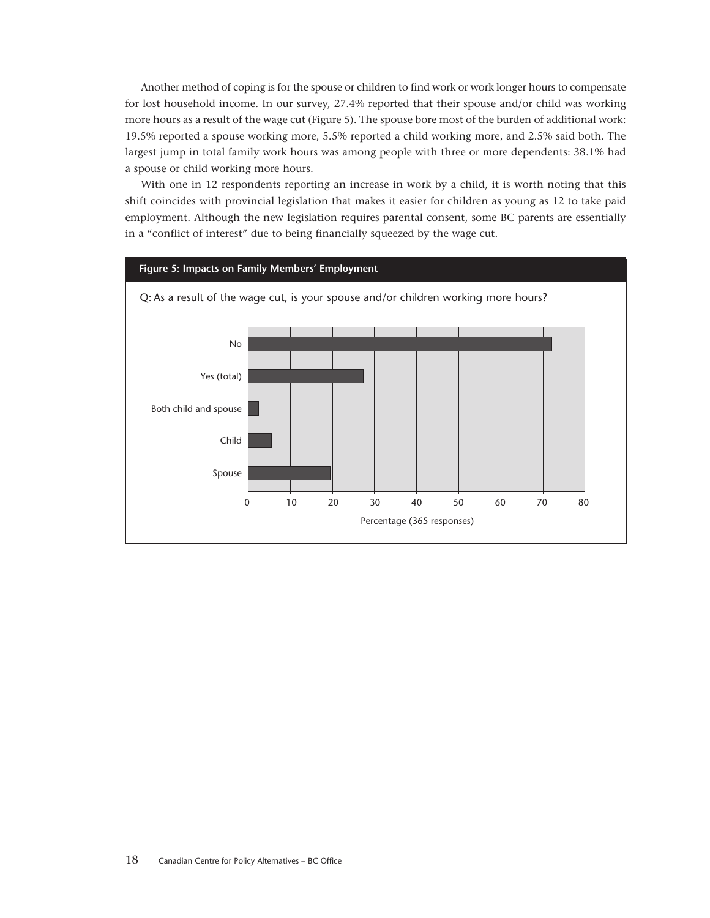Another method of coping is for the spouse or children to find work or work longer hours to compensate for lost household income. In our survey, 27.4% reported that their spouse and/or child was working more hours as a result of the wage cut (Figure 5). The spouse bore most of the burden of additional work: 19.5% reported a spouse working more, 5.5% reported a child working more, and 2.5% said both. The largest jump in total family work hours was among people with three or more dependents: 38.1% had a spouse or child working more hours.

With one in 12 respondents reporting an increase in work by a child, it is worth noting that this shift coincides with provincial legislation that makes it easier for children as young as 12 to take paid employment. Although the new legislation requires parental consent, some BC parents are essentially in a "conflict of interest" due to being financially squeezed by the wage cut.

**Figure 5: Impacts on Family Members' Employment**

Q: As a result of the wage cut, is your spouse and/or children working more hours?

No

Yes (total)

Both child and spouse

Child

Spouse

0 10 20 30 40 50 60 70 80

Percentage (365 responses)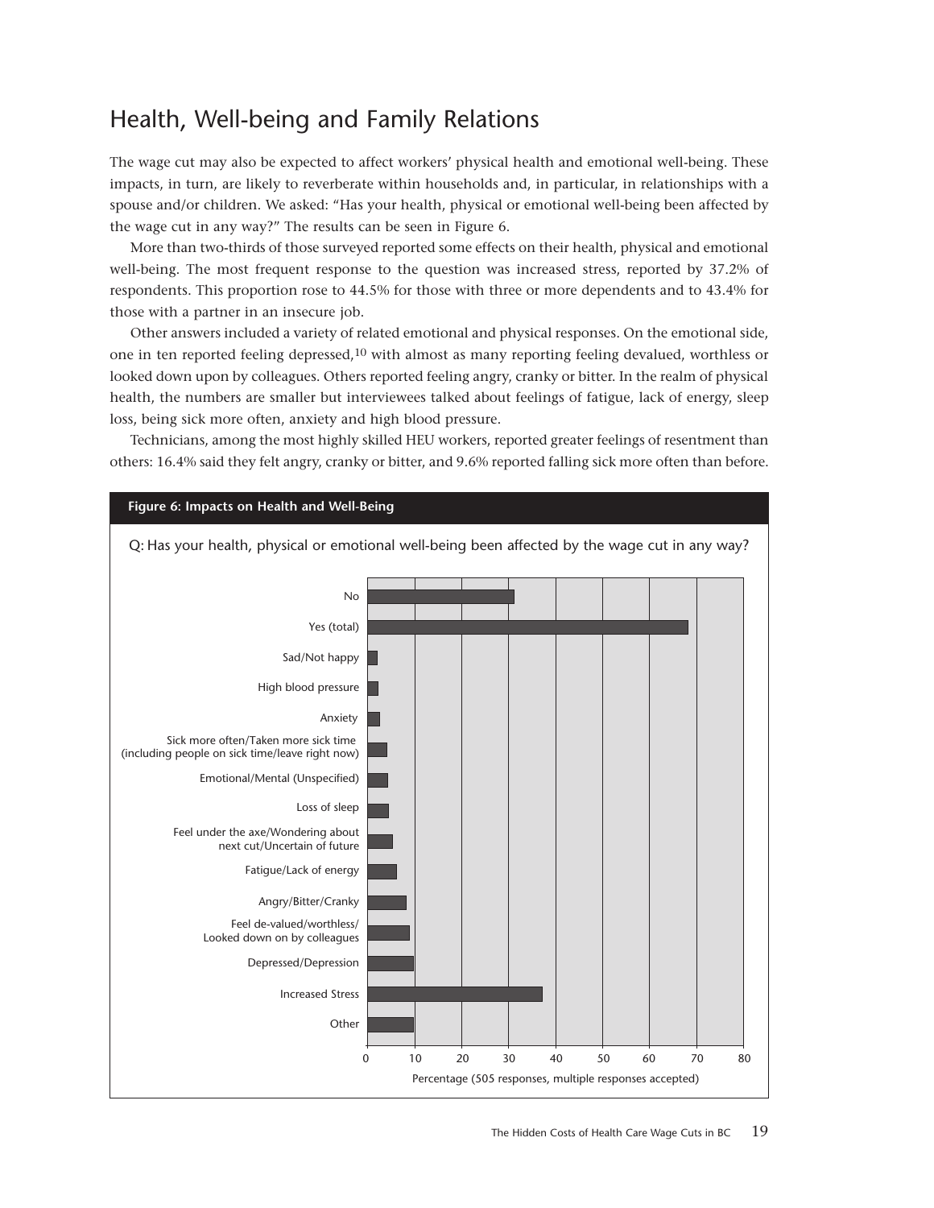## Health, Well-being and Family Relations

The wage cut may also be expected to affect workers' physical health and emotional well-being. These impacts, in turn, are likely to reverberate within households and, in particular, in relationships with a spouse and/or children. We asked: "Has your health, physical or emotional well-being been affected by the wage cut in any way?" The results can be seen in Figure 6.

More than two-thirds of those surveyed reported some effects on their health, physical and emotional well-being. The most frequent response to the question was increased stress, reported by 37.2% of respondents. This proportion rose to 44.5% for those with three or more dependents and to 43.4% for those with a partner in an insecure job.

Other answers included a variety of related emotional and physical responses. On the emotional side, one in ten reported feeling depressed,[10] with almost as many reporting feeling devalued, worthless or looked down upon by colleagues. Others reported feeling angry, cranky or bitter. In the realm of physical health, the numbers are smaller but interviewees talked about feelings of fatigue, lack of energy, sleep loss, being sick more often, anxiety and high blood pressure.

Technicians, among the most highly skilled HEU workers, reported greater feelings of resentment than others: 16.4% said they felt angry, cranky or bitter, and 9.6% reported falling sick more often than before.

**Figure 6: Impacts on Health and Well-Being**

Q: Has your health, physical or emotional well-being been affected by the wage cut in any way?

Categories: No; Yes (total); Sad/Not happy; High blood pressure; Anxiety; Sick more often/Taken more sick time (including people on sick time/leave right now); Emotional/Mental (Unspecified); Loss of sleep; Feel under the axe/Wondering about next cut/Uncertain of future; Fatigue/Lack of energy; Angry/Bitter/Cranky; Feel de-valued/worthless/Looked down on by colleagues; Depressed/Depression; Increased Stress; Other

Percentage (505 responses, multiple responses accepted)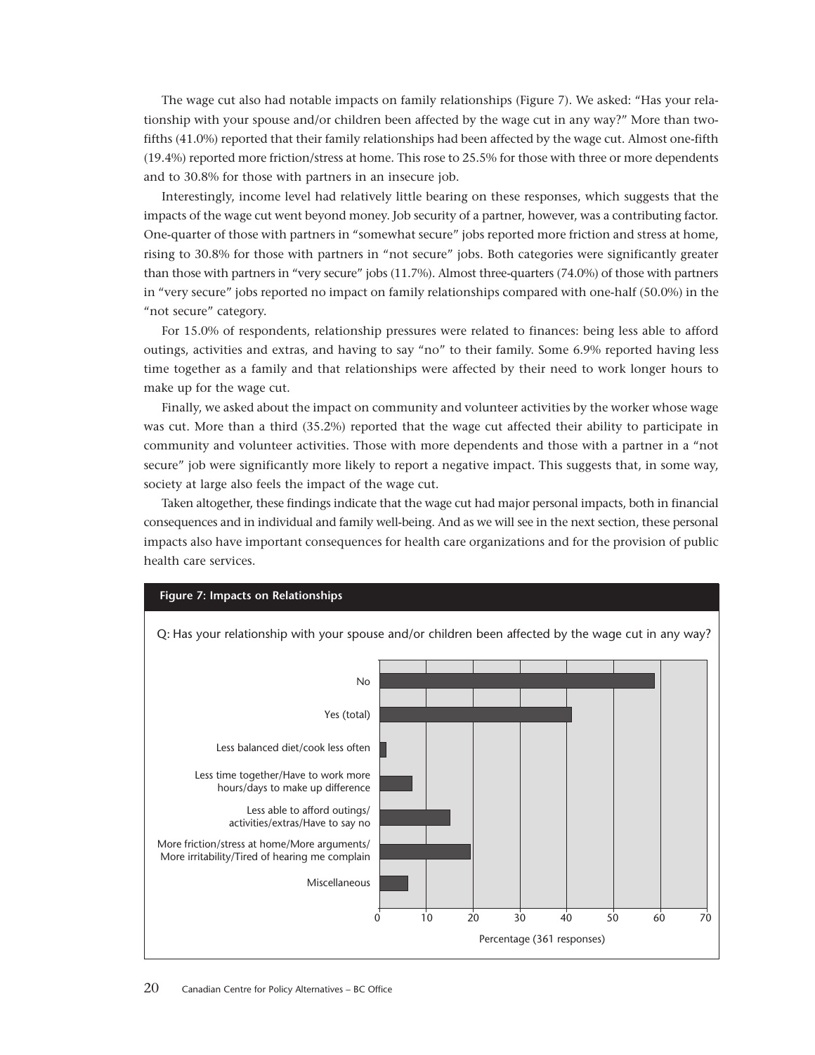The wage cut also had notable impacts on family relationships (Figure 7). We asked: "Has your relationship with your spouse and/or children been affected by the wage cut in any way?" More than two-fifths (41.0%) reported that their family relationships had been affected by the wage cut. Almost one-fifth (19.4%) reported more friction/stress at home. This rose to 25.5% for those with three or more dependents and to 30.8% for those with partners in an insecure job.

Interestingly, income level had relatively little bearing on these responses, which suggests that the impacts of the wage cut went beyond money. Job security of a partner, however, was a contributing factor. One-quarter of those with partners in "somewhat secure" jobs reported more friction and stress at home, rising to 30.8% for those with partners in "not secure" jobs. Both categories were significantly greater than those with partners in "very secure" jobs (11.7%). Almost three-quarters (74.0%) of those with partners in "very secure" jobs reported no impact on family relationships compared with one-half (50.0%) in the "not secure" category.

For 15.0% of respondents, relationship pressures were related to finances: being less able to afford outings, activities and extras, and having to say "no" to their family. Some 6.9% reported having less time together as a family and that relationships were affected by their need to work longer hours to make up for the wage cut.

Finally, we asked about the impact on community and volunteer activities by the worker whose wage was cut. More than a third (35.2%) reported that the wage cut affected their ability to participate in community and volunteer activities. Those with more dependents and those with a partner in a "not secure" job were significantly more likely to report a negative impact. This suggests that, in some way, society at large also feels the impact of the wage cut.

Taken altogether, these findings indicate that the wage cut had major personal impacts, both in financial consequences and in individual and family well-being. And as we will see in the next section, these personal impacts also have important consequences for health care organizations and for the provision of public health care services.

**Figure 7: Impacts on Relationships**

Q: Has your relationship with your spouse and/or children been affected by the wage cut in any way?

| Response | Percentage (361 responses) |
|---|---|
| No | 59.0 |
| Yes (total) | 41.0 |
| Less balanced diet/cook less often | ~1.4 |
| Less time together/Have to work more hours/days to make up difference | 6.9 |
| Less able to afford outings/activities/extras/Have to say no | 15.0 |
| More friction/stress at home/More arguments/More irritability/Tired of hearing me complain | 19.4 |
| Miscellaneous | ~6 |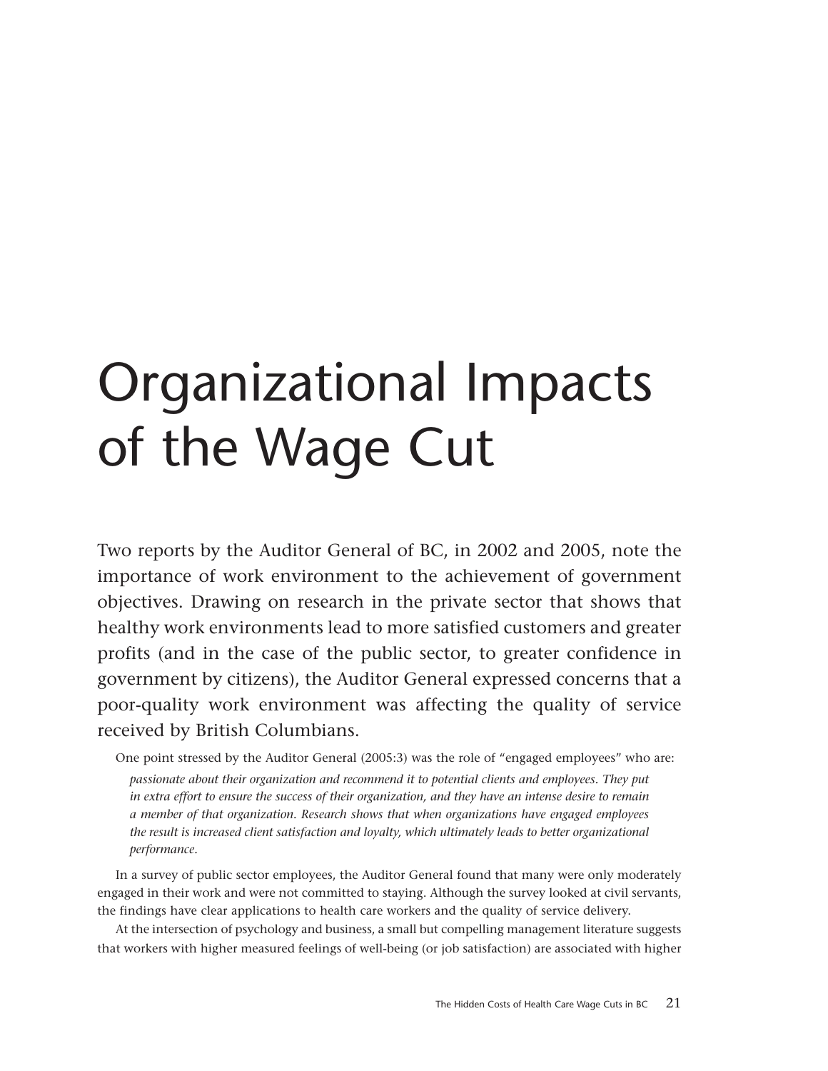# Organizational Impacts of the Wage Cut

Two reports by the Auditor General of BC, in 2002 and 2005, note the importance of work environment to the achievement of government objectives. Drawing on research in the private sector that shows that healthy work environments lead to more satisfied customers and greater profits (and in the case of the public sector, to greater confidence in government by citizens), the Auditor General expressed concerns that a poor-quality work environment was affecting the quality of service received by British Columbians.

One point stressed by the Auditor General (2005:3) was the role of "engaged employees" who are:

> *passionate about their organization and recommend it to potential clients and employees. They put in extra effort to ensure the success of their organization, and they have an intense desire to remain a member of that organization. Research shows that when organizations have engaged employees the result is increased client satisfaction and loyalty, which ultimately leads to better organizational performance.*

In a survey of public sector employees, the Auditor General found that many were only moderately engaged in their work and were not committed to staying. Although the survey looked at civil servants, the findings have clear applications to health care workers and the quality of service delivery.

At the intersection of psychology and business, a small but compelling management literature suggests that workers with higher measured feelings of well-being (or job satisfaction) are associated with higher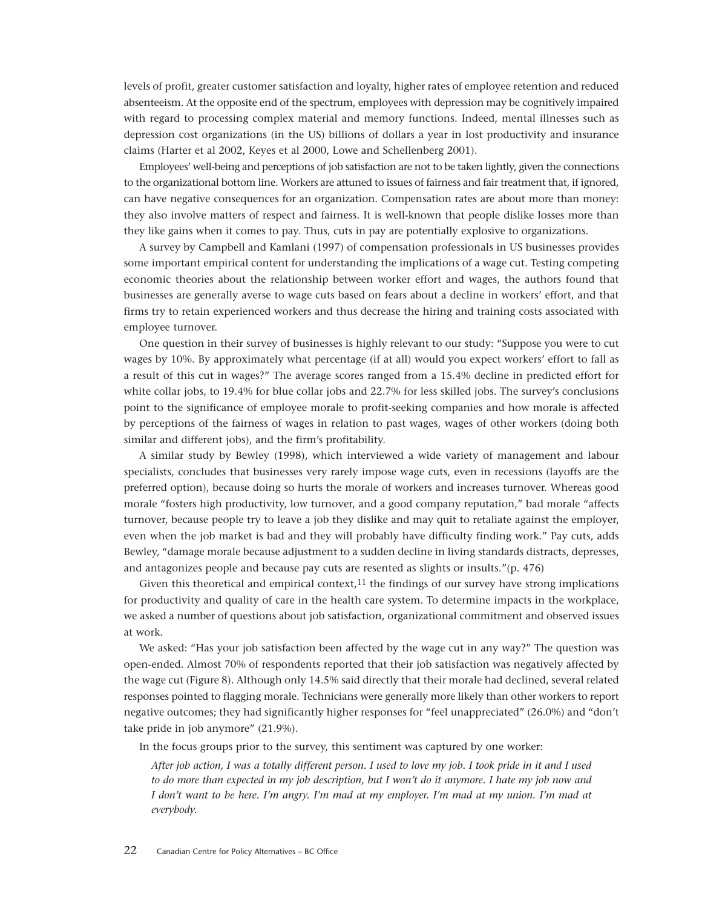levels of profit, greater customer satisfaction and loyalty, higher rates of employee retention and reduced absenteeism. At the opposite end of the spectrum, employees with depression may be cognitively impaired with regard to processing complex material and memory functions. Indeed, mental illnesses such as depression cost organizations (in the US) billions of dollars a year in lost productivity and insurance claims (Harter et al 2002, Keyes et al 2000, Lowe and Schellenberg 2001).

Employees' well-being and perceptions of job satisfaction are not to be taken lightly, given the connections to the organizational bottom line. Workers are attuned to issues of fairness and fair treatment that, if ignored, can have negative consequences for an organization. Compensation rates are about more than money: they also involve matters of respect and fairness. It is well-known that people dislike losses more than they like gains when it comes to pay. Thus, cuts in pay are potentially explosive to organizations.

A survey by Campbell and Kamlani (1997) of compensation professionals in US businesses provides some important empirical content for understanding the implications of a wage cut. Testing competing economic theories about the relationship between worker effort and wages, the authors found that businesses are generally averse to wage cuts based on fears about a decline in workers' effort, and that firms try to retain experienced workers and thus decrease the hiring and training costs associated with employee turnover.

One question in their survey of businesses is highly relevant to our study: "Suppose you were to cut wages by 10%. By approximately what percentage (if at all) would you expect workers' effort to fall as a result of this cut in wages?" The average scores ranged from a 15.4% decline in predicted effort for white collar jobs, to 19.4% for blue collar jobs and 22.7% for less skilled jobs. The survey's conclusions point to the significance of employee morale to profit-seeking companies and how morale is affected by perceptions of the fairness of wages in relation to past wages, wages of other workers (doing both similar and different jobs), and the firm's profitability.

A similar study by Bewley (1998), which interviewed a wide variety of management and labour specialists, concludes that businesses very rarely impose wage cuts, even in recessions (layoffs are the preferred option), because doing so hurts the morale of workers and increases turnover. Whereas good morale "fosters high productivity, low turnover, and a good company reputation," bad morale "affects turnover, because people try to leave a job they dislike and may quit to retaliate against the employer, even when the job market is bad and they will probably have difficulty finding work." Pay cuts, adds Bewley, "damage morale because adjustment to a sudden decline in living standards distracts, depresses, and antagonizes people and because pay cuts are resented as slights or insults."(p. 476)

Given this theoretical and empirical context,[11] the findings of our survey have strong implications for productivity and quality of care in the health care system. To determine impacts in the workplace, we asked a number of questions about job satisfaction, organizational commitment and observed issues at work.

We asked: "Has your job satisfaction been affected by the wage cut in any way?" The question was open-ended. Almost 70% of respondents reported that their job satisfaction was negatively affected by the wage cut (Figure 8). Although only 14.5% said directly that their morale had declined, several related responses pointed to flagging morale. Technicians were generally more likely than other workers to report negative outcomes; they had significantly higher responses for "feel unappreciated" (26.0%) and "don't take pride in job anymore" (21.9%).

In the focus groups prior to the survey, this sentiment was captured by one worker:

> *After job action, I was a totally different person. I used to love my job. I took pride in it and I used to do more than expected in my job description, but I won't do it anymore. I hate my job now and I don't want to be here. I'm angry. I'm mad at my employer. I'm mad at my union. I'm mad at everybody.*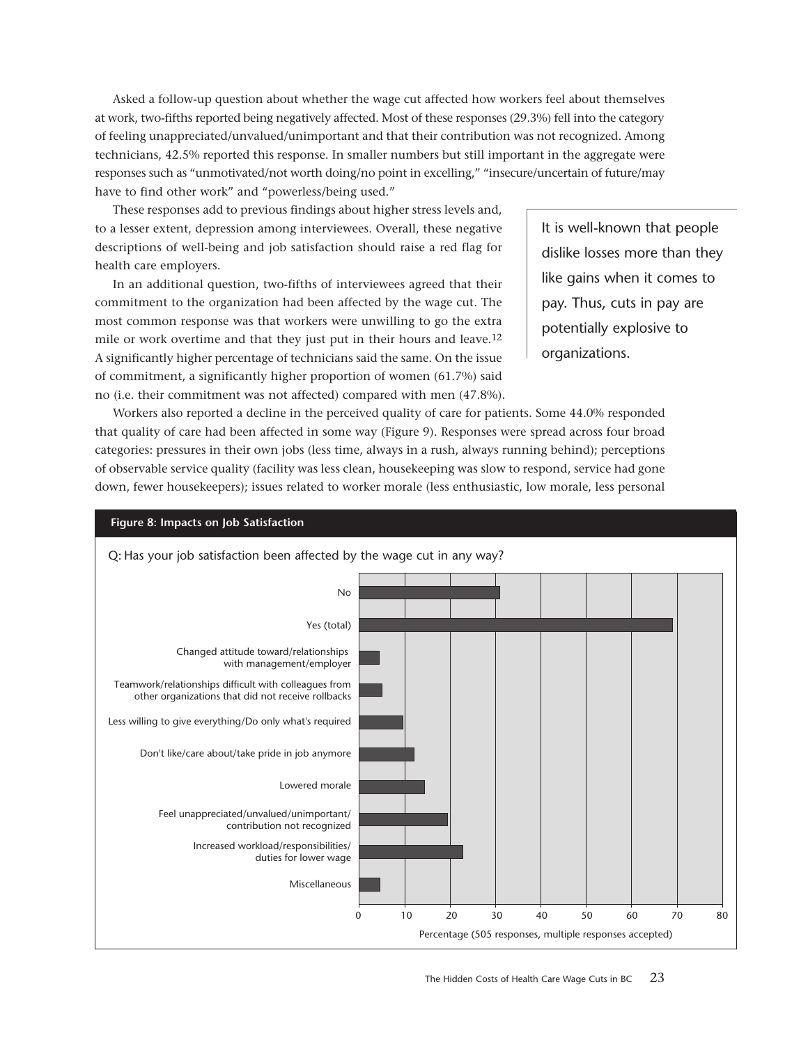Asked a follow-up question about whether the wage cut affected how workers feel about themselves at work, two-fifths reported being negatively affected. Most of these responses (29.3%) fell into the category of feeling unappreciated/unvalued/unimportant and that their contribution was not recognized. Among technicians, 42.5% reported this response. In smaller numbers but still important in the aggregate were responses such as "unmotivated/not worth doing/no point in excelling," "insecure/uncertain of future/may have to find other work" and "powerless/being used."

These responses add to previous findings about higher stress levels and, to a lesser extent, depression among interviewees. Overall, these negative descriptions of well-being and job satisfaction should raise a red flag for health care employers.

In an additional question, two-fifths of interviewees agreed that their commitment to the organization had been affected by the wage cut. The most common response was that workers were unwilling to go the extra mile or work overtime and that they just put in their hours and leave.[12] A significantly higher percentage of technicians said the same. On the issue of commitment, a significantly higher proportion of women (61.7%) said no (i.e. their commitment was not affected) compared with men (47.8%).

> It is well-known that people dislike losses more than they like gains when it comes to pay. Thus, cuts in pay are potentially explosive to organizations.

Workers also reported a decline in the perceived quality of care for patients. Some 44.0% responded that quality of care had been affected in some way (Figure 9). Responses were spread across four broad categories: pressures in their own jobs (less time, always in a rush, always running behind); perceptions of observable service quality (facility was less clean, housekeeping was slow to respond, service had gone down, fewer housekeepers); issues related to worker morale (less enthusiastic, low morale, less personal

**Figure 8: Impacts on Job Satisfaction**

Q: Has your job satisfaction been affected by the wage cut in any way?

| Response | Percentage (approx.) |
|---|---|
| No | 31 |
| Yes (total) | 69 |
| Changed attitude toward/relationships with management/employer | 4.5 |
| Teamwork/relationships difficult with colleagues from other organizations that did not receive rollbacks | 5 |
| Less willing to give everything/Do only what's required | 10 |
| Don't like/care about/take pride in job anymore | 12 |
| Lowered morale | 14.5 |
| Feel unappreciated/unvalued/unimportant/contribution not recognized | 19.5 |
| Increased workload/responsibilities/duties for lower wage | 23 |
| Miscellaneous | 4.5 |

Percentage (505 responses, multiple responses accepted)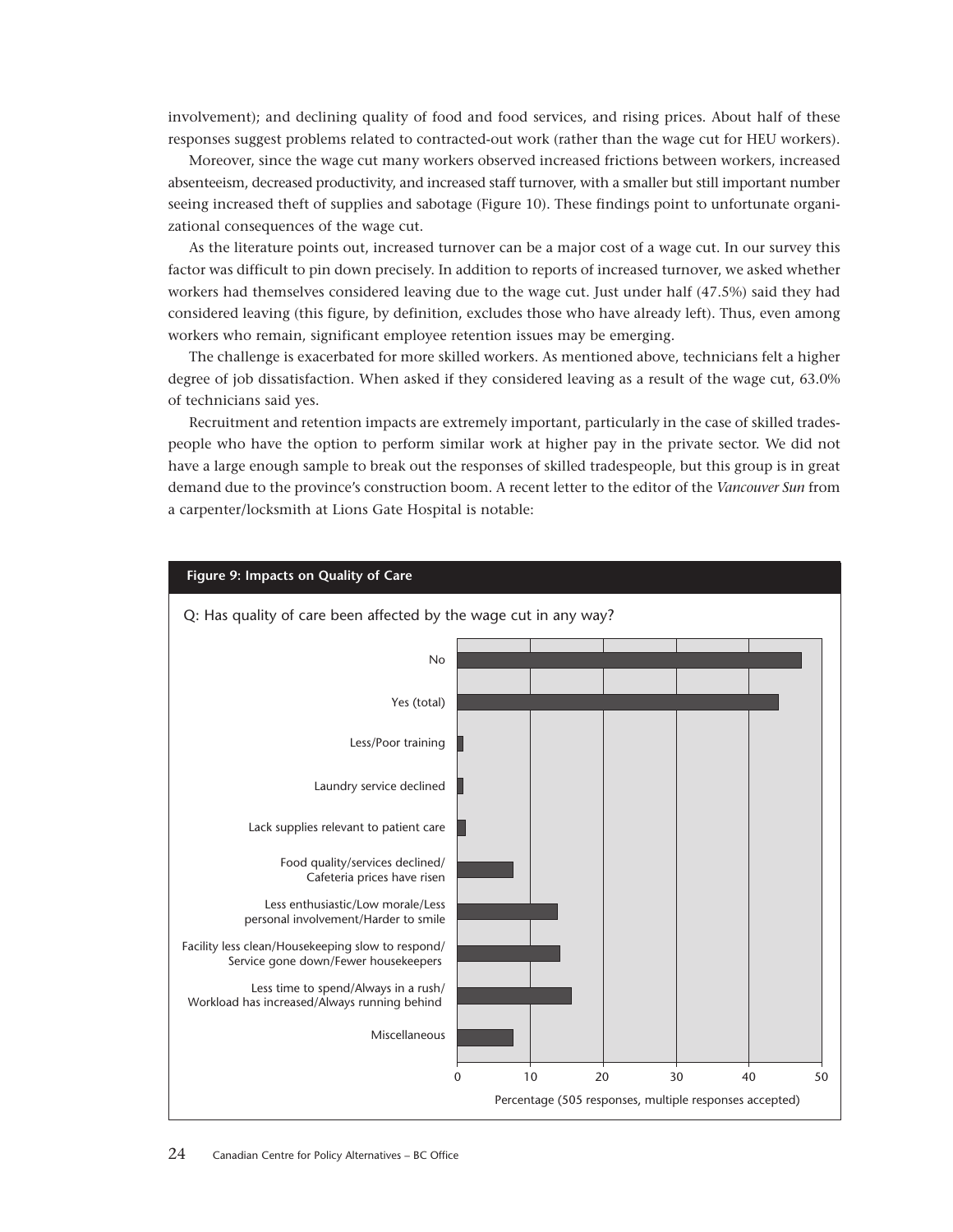involvement); and declining quality of food and food services, and rising prices. About half of these responses suggest problems related to contracted-out work (rather than the wage cut for HEU workers).

Moreover, since the wage cut many workers observed increased frictions between workers, increased absenteeism, decreased productivity, and increased staff turnover, with a smaller but still important number seeing increased theft of supplies and sabotage (Figure 10). These findings point to unfortunate organizational consequences of the wage cut.

As the literature points out, increased turnover can be a major cost of a wage cut. In our survey this factor was difficult to pin down precisely. In addition to reports of increased turnover, we asked whether workers had themselves considered leaving due to the wage cut. Just under half (47.5%) said they had considered leaving (this figure, by definition, excludes those who have already left). Thus, even among workers who remain, significant employee retention issues may be emerging.

The challenge is exacerbated for more skilled workers. As mentioned above, technicians felt a higher degree of job dissatisfaction. When asked if they considered leaving as a result of the wage cut, 63.0% of technicians said yes.

Recruitment and retention impacts are extremely important, particularly in the case of skilled tradespeople who have the option to perform similar work at higher pay in the private sector. We did not have a large enough sample to break out the responses of skilled tradespeople, but this group is in great demand due to the province's construction boom. A recent letter to the editor of the *Vancouver Sun* from a carpenter/locksmith at Lions Gate Hospital is notable:

**Figure 9: Impacts on Quality of Care**

Q: Has quality of care been affected by the wage cut in any way?

| Response | Percentage (approx.) |
|---|---|
| No | 47 |
| Yes (total) | 44 |
| Less/Poor training | 1 |
| Laundry service declined | 1 |
| Lack supplies relevant to patient care | 1 |
| Food quality/services declined/Cafeteria prices have risen | 8 |
| Less enthusiastic/Low morale/Less personal involvement/Harder to smile | 14 |
| Facility less clean/Housekeeping slow to respond/Service gone down/Fewer housekeepers | 14 |
| Less time to spend/Always in a rush/Workload has increased/Always running behind | 16 |
| Miscellaneous | 8 |

Percentage (505 responses, multiple responses accepted)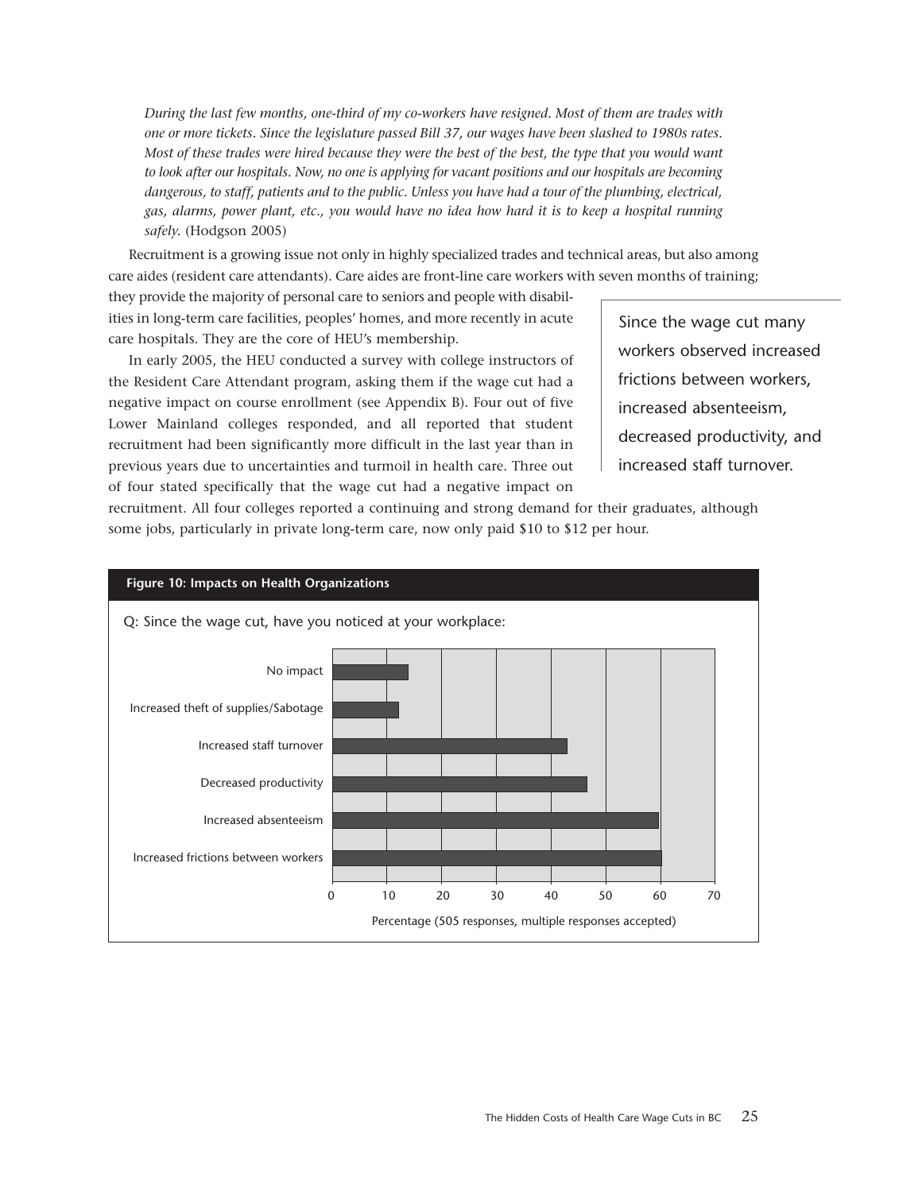*During the last few months, one-third of my co-workers have resigned. Most of them are trades with one or more tickets. Since the legislature passed Bill 37, our wages have been slashed to 1980s rates. Most of these trades were hired because they were the best of the best, the type that you would want to look after our hospitals. Now, no one is applying for vacant positions and our hospitals are becoming dangerous, to staff, patients and to the public. Unless you have had a tour of the plumbing, electrical, gas, alarms, power plant, etc., you would have no idea how hard it is to keep a hospital running safely.* (Hodgson 2005)

Recruitment is a growing issue not only in highly specialized trades and technical areas, but also among care aides (resident care attendants). Care aides are front-line care workers with seven months of training; they provide the majority of personal care to seniors and people with disabilities in long-term care facilities, peoples' homes, and more recently in acute care hospitals. They are the core of HEU's membership.

> Since the wage cut many workers observed increased frictions between workers, increased absenteeism, decreased productivity, and increased staff turnover.

In early 2005, the HEU conducted a survey with college instructors of the Resident Care Attendant program, asking them if the wage cut had a negative impact on course enrollment (see Appendix B). Four out of five Lower Mainland colleges responded, and all reported that student recruitment had been significantly more difficult in the last year than in previous years due to uncertainties and turmoil in health care. Three out of four stated specifically that the wage cut had a negative impact on recruitment. All four colleges reported a continuing and strong demand for their graduates, although some jobs, particularly in private long-term care, now only paid $10 to $12 per hour.

**Figure 10: Impacts on Health Organizations**

Q: Since the wage cut, have you noticed at your workplace:

| Response | Percentage (approx.) |
|---|---|
| No impact | 14 |
| Increased theft of supplies/Sabotage | 12 |
| Increased staff turnover | 43 |
| Decreased productivity | 46.5 |
| Increased absenteeism | 60 |
| Increased frictions between workers | 60 |

Percentage (505 responses, multiple responses accepted)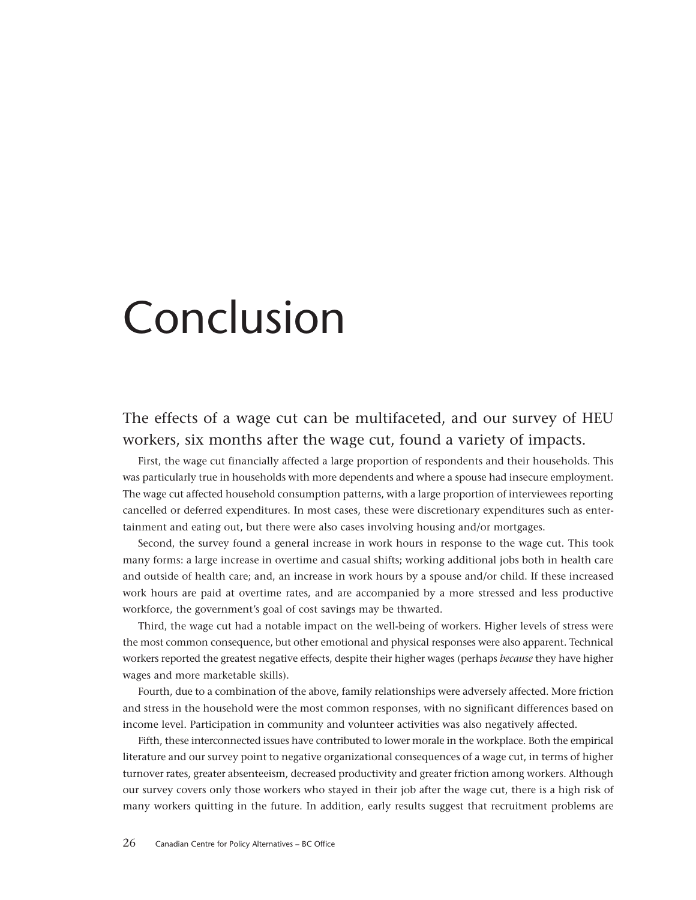# Conclusion

The effects of a wage cut can be multifaceted, and our survey of HEU workers, six months after the wage cut, found a variety of impacts.

First, the wage cut financially affected a large proportion of respondents and their households. This was particularly true in households with more dependents and where a spouse had insecure employment. The wage cut affected household consumption patterns, with a large proportion of interviewees reporting cancelled or deferred expenditures. In most cases, these were discretionary expenditures such as entertainment and eating out, but there were also cases involving housing and/or mortgages.

Second, the survey found a general increase in work hours in response to the wage cut. This took many forms: a large increase in overtime and casual shifts; working additional jobs both in health care and outside of health care; and, an increase in work hours by a spouse and/or child. If these increased work hours are paid at overtime rates, and are accompanied by a more stressed and less productive workforce, the government's goal of cost savings may be thwarted.

Third, the wage cut had a notable impact on the well-being of workers. Higher levels of stress were the most common consequence, but other emotional and physical responses were also apparent. Technical workers reported the greatest negative effects, despite their higher wages (perhaps *because* they have higher wages and more marketable skills).

Fourth, due to a combination of the above, family relationships were adversely affected. More friction and stress in the household were the most common responses, with no significant differences based on income level. Participation in community and volunteer activities was also negatively affected.

Fifth, these interconnected issues have contributed to lower morale in the workplace. Both the empirical literature and our survey point to negative organizational consequences of a wage cut, in terms of higher turnover rates, greater absenteeism, decreased productivity and greater friction among workers. Although our survey covers only those workers who stayed in their job after the wage cut, there is a high risk of many workers quitting in the future. In addition, early results suggest that recruitment problems are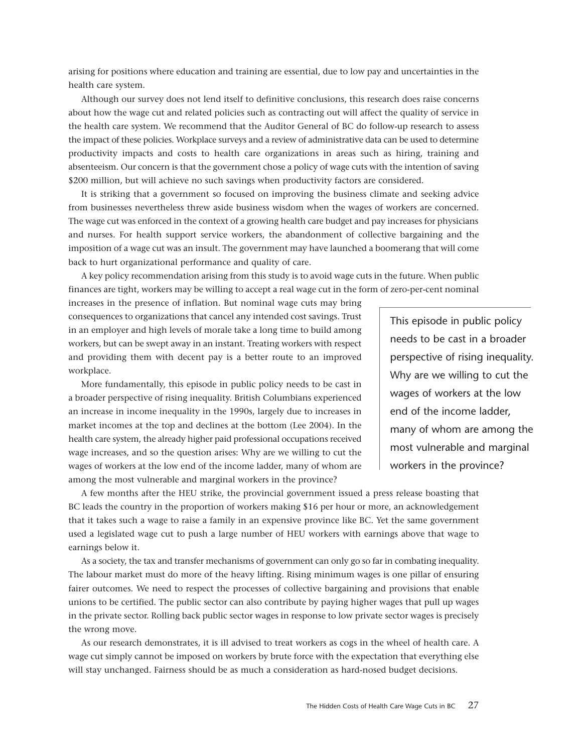arising for positions where education and training are essential, due to low pay and uncertainties in the health care system.

Although our survey does not lend itself to definitive conclusions, this research does raise concerns about how the wage cut and related policies such as contracting out will affect the quality of service in the health care system. We recommend that the Auditor General of BC do follow-up research to assess the impact of these policies. Workplace surveys and a review of administrative data can be used to determine productivity impacts and costs to health care organizations in areas such as hiring, training and absenteeism. Our concern is that the government chose a policy of wage cuts with the intention of saving $200 million, but will achieve no such savings when productivity factors are considered.

It is striking that a government so focused on improving the business climate and seeking advice from businesses nevertheless threw aside business wisdom when the wages of workers are concerned. The wage cut was enforced in the context of a growing health care budget and pay increases for physicians and nurses. For health support service workers, the abandonment of collective bargaining and the imposition of a wage cut was an insult. The government may have launched a boomerang that will come back to hurt organizational performance and quality of care.

A key policy recommendation arising from this study is to avoid wage cuts in the future. When public finances are tight, workers may be willing to accept a real wage cut in the form of zero-per-cent nominal increases in the presence of inflation. But nominal wage cuts may bring consequences to organizations that cancel any intended cost savings. Trust in an employer and high levels of morale take a long time to build among workers, but can be swept away in an instant. Treating workers with respect and providing them with decent pay is a better route to an improved workplace.

More fundamentally, this episode in public policy needs to be cast in a broader perspective of rising inequality. British Columbians experienced an increase in income inequality in the 1990s, largely due to increases in market incomes at the top and declines at the bottom (Lee 2004). In the health care system, the already higher paid professional occupations received wage increases, and so the question arises: Why are we willing to cut the wages of workers at the low end of the income ladder, many of whom are among the most vulnerable and marginal workers in the province?

> This episode in public policy needs to be cast in a broader perspective of rising inequality. Why are we willing to cut the wages of workers at the low end of the income ladder, many of whom are among the most vulnerable and marginal workers in the province?

A few months after the HEU strike, the provincial government issued a press release boasting that BC leads the country in the proportion of workers making $16 per hour or more, an acknowledgement that it takes such a wage to raise a family in an expensive province like BC. Yet the same government used a legislated wage cut to push a large number of HEU workers with earnings above that wage to earnings below it.

As a society, the tax and transfer mechanisms of government can only go so far in combating inequality. The labour market must do more of the heavy lifting. Rising minimum wages is one pillar of ensuring fairer outcomes. We need to respect the processes of collective bargaining and provisions that enable unions to be certified. The public sector can also contribute by paying higher wages that pull up wages in the private sector. Rolling back public sector wages in response to low private sector wages is precisely the wrong move.

As our research demonstrates, it is ill advised to treat workers as cogs in the wheel of health care. A wage cut simply cannot be imposed on workers by brute force with the expectation that everything else will stay unchanged. Fairness should be as much a consideration as hard-nosed budget decisions.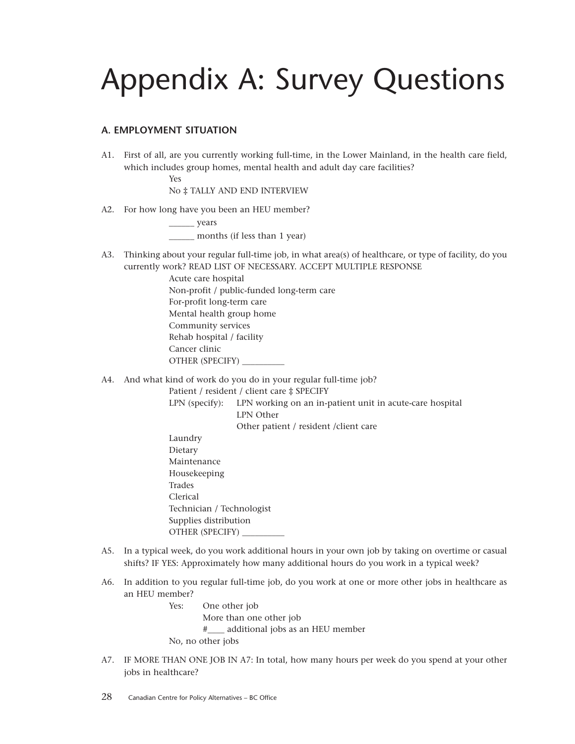# Appendix A: Survey Questions

### A. EMPLOYMENT SITUATION

A1. First of all, are you currently working full-time, in the Lower Mainland, in the health care field, which includes group homes, mental health and adult day care facilities?

- Yes
- No ‡ TALLY AND END INTERVIEW

A2. For how long have you been an HEU member?

- ______ years
- ______ months (if less than 1 year)

A3. Thinking about your regular full-time job, in what area(s) of healthcare, or type of facility, do you currently work? READ LIST OF NECESSARY. ACCEPT MULTIPLE RESPONSE

- Acute care hospital
- Non-profit / public-funded long-term care
- For-profit long-term care
- Mental health group home
- Community services
- Rehab hospital / facility
- Cancer clinic
- OTHER (SPECIFY) __________

A4. And what kind of work do you do in your regular full-time job?

- Patient / resident / client care ‡ SPECIFY
- LPN (specify):
  - LPN working on an in-patient unit in acute-care hospital
  - LPN Other
  - Other patient / resident /client care
- Laundry
- Dietary
- Maintenance
- Housekeeping
- Trades
- Clerical
- Technician / Technologist
- Supplies distribution
- OTHER (SPECIFY) __________

A5. In a typical week, do you work additional hours in your own job by taking on overtime or casual shifts? IF YES: Approximately how many additional hours do you work in a typical week?

A6. In addition to you regular full-time job, do you work at one or more other jobs in healthcare as an HEU member?

- Yes:
  - One other job
  - More than one other job
  - #____ additional jobs as an HEU member
- No, no other jobs

A7. IF MORE THAN ONE JOB IN A7: In total, how many hours per week do you spend at your other jobs in healthcare?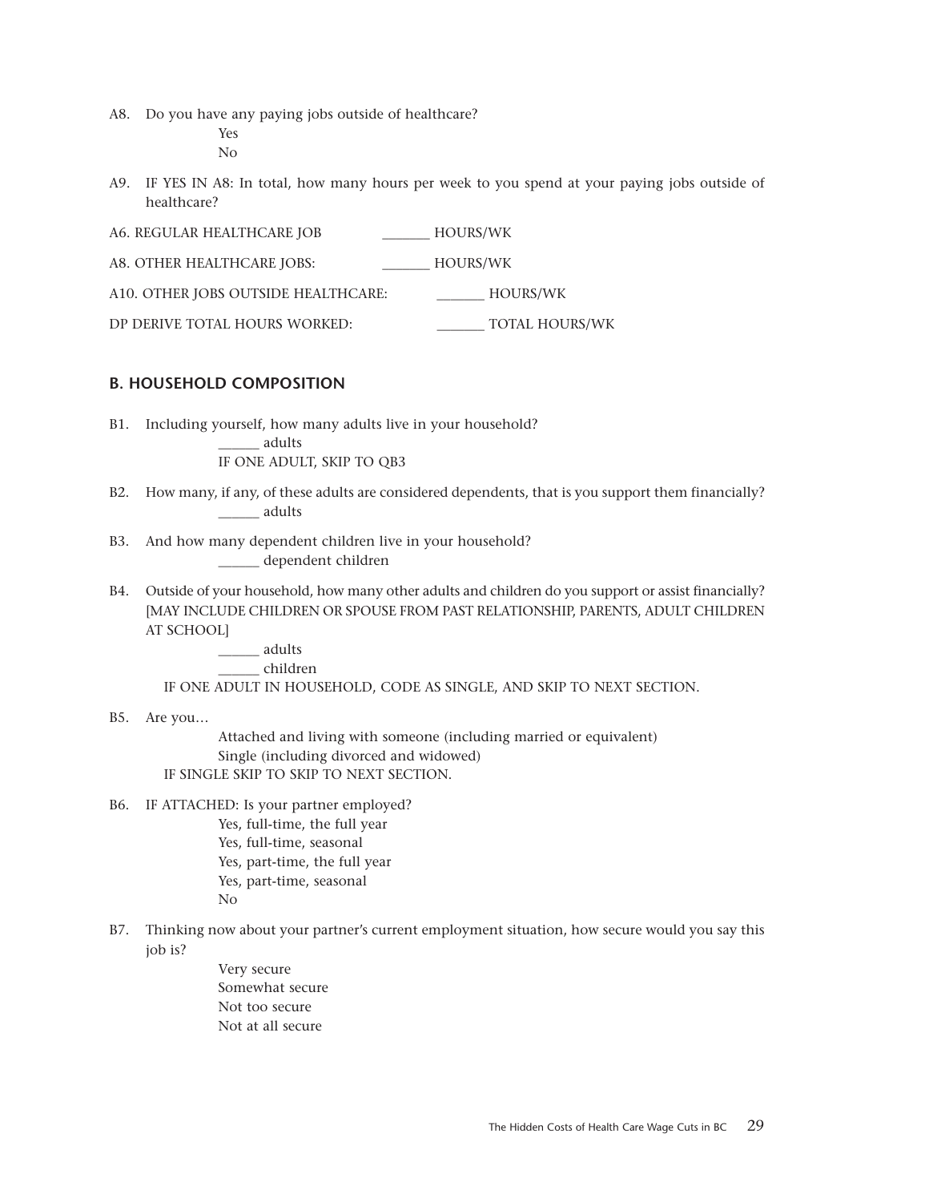A8. Do you have any paying jobs outside of healthcare?

Yes
No

A9. IF YES IN A8: In total, how many hours per week to you spend at your paying jobs outside of healthcare?

A6. REGULAR HEALTHCARE JOB _______ HOURS/WK

A8. OTHER HEALTHCARE JOBS: _______ HOURS/WK

A10. OTHER JOBS OUTSIDE HEALTHCARE: _______ HOURS/WK

DP DERIVE TOTAL HOURS WORKED: _______ TOTAL HOURS/WK

## B. HOUSEHOLD COMPOSITION

B1. Including yourself, how many adults live in your household?

______ adults
IF ONE ADULT, SKIP TO QB3

B2. How many, if any, of these adults are considered dependents, that is you support them financially?

______ adults

B3. And how many dependent children live in your household?

______ dependent children

B4. Outside of your household, how many other adults and children do you support or assist financially? [MAY INCLUDE CHILDREN OR SPOUSE FROM PAST RELATIONSHIP, PARENTS, ADULT CHILDREN AT SCHOOL]

______ adults
______ children

IF ONE ADULT IN HOUSEHOLD, CODE AS SINGLE, AND SKIP TO NEXT SECTION.

B5. Are you…

Attached and living with someone (including married or equivalent)
Single (including divorced and widowed)

IF SINGLE SKIP TO SKIP TO NEXT SECTION.

B6. IF ATTACHED: Is your partner employed?

Yes, full-time, the full year
Yes, full-time, seasonal
Yes, part-time, the full year
Yes, part-time, seasonal
No

B7. Thinking now about your partner's current employment situation, how secure would you say this job is?

Very secure
Somewhat secure
Not too secure
Not at all secure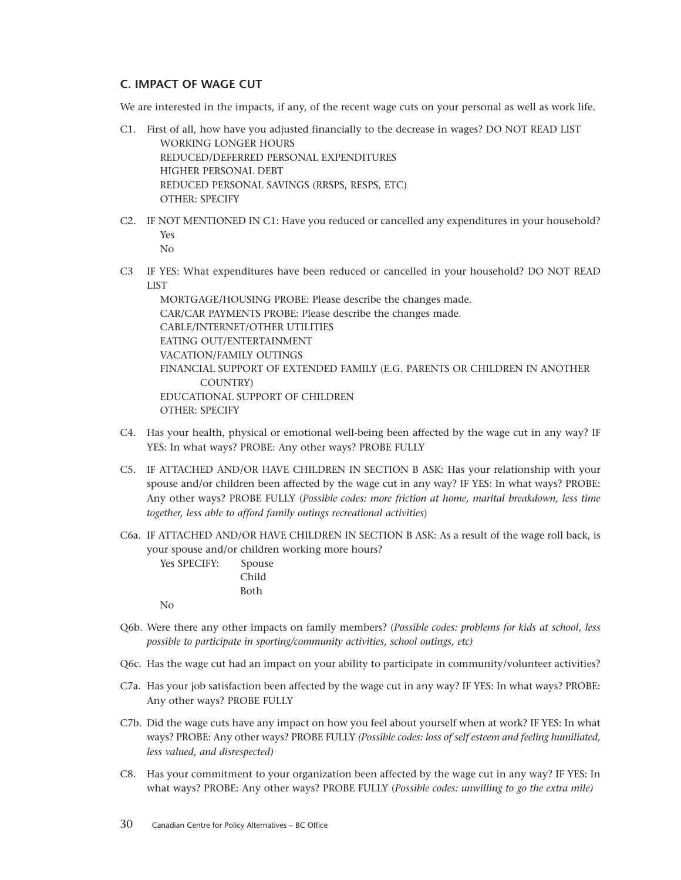### C. IMPACT OF WAGE CUT

We are interested in the impacts, if any, of the recent wage cuts on your personal as well as work life.

C1. First of all, how have you adjusted financially to the decrease in wages? DO NOT READ LIST
- WORKING LONGER HOURS
- REDUCED/DEFERRED PERSONAL EXPENDITURES
- HIGHER PERSONAL DEBT
- REDUCED PERSONAL SAVINGS (RRSPS, RESPS, ETC)
- OTHER: SPECIFY

C2. IF NOT MENTIONED IN C1: Have you reduced or cancelled any expenditures in your household?
- Yes
- No

C3 IF YES: What expenditures have been reduced or cancelled in your household? DO NOT READ LIST
- MORTGAGE/HOUSING PROBE: Please describe the changes made.
- CAR/CAR PAYMENTS PROBE: Please describe the changes made.
- CABLE/INTERNET/OTHER UTILITIES
- EATING OUT/ENTERTAINMENT
- VACATION/FAMILY OUTINGS
- FINANCIAL SUPPORT OF EXTENDED FAMILY (E.G. PARENTS OR CHILDREN IN ANOTHER COUNTRY)
- EDUCATIONAL SUPPORT OF CHILDREN
- OTHER: SPECIFY

C4. Has your health, physical or emotional well-being been affected by the wage cut in any way? IF YES: In what ways? PROBE: Any other ways? PROBE FULLY

C5. IF ATTACHED AND/OR HAVE CHILDREN IN SECTION B ASK: Has your relationship with your spouse and/or children been affected by the wage cut in any way? IF YES: In what ways? PROBE: Any other ways? PROBE FULLY (*Possible codes: more friction at home, marital breakdown, less time together, less able to afford family outings recreational activities*)

C6a. IF ATTACHED AND/OR HAVE CHILDREN IN SECTION B ASK: As a result of the wage roll back, is your spouse and/or children working more hours?
- Yes SPECIFY:
  - Spouse
  - Child
  - Both
- No

Q6b. Were there any other impacts on family members? (*Possible codes: problems for kids at school, less possible to participate in sporting/community activities, school outings, etc)*

Q6c. Has the wage cut had an impact on your ability to participate in community/volunteer activities?

C7a. Has your job satisfaction been affected by the wage cut in any way? IF YES: In what ways? PROBE: Any other ways? PROBE FULLY

C7b. Did the wage cuts have any impact on how you feel about yourself when at work? IF YES: In what ways? PROBE: Any other ways? PROBE FULLY *(Possible codes: loss of self esteem and feeling humiliated, less valued, and disrespected)*

C8. Has your commitment to your organization been affected by the wage cut in any way? IF YES: In what ways? PROBE: Any other ways? PROBE FULLY (*Possible codes: unwilling to go the extra mile)*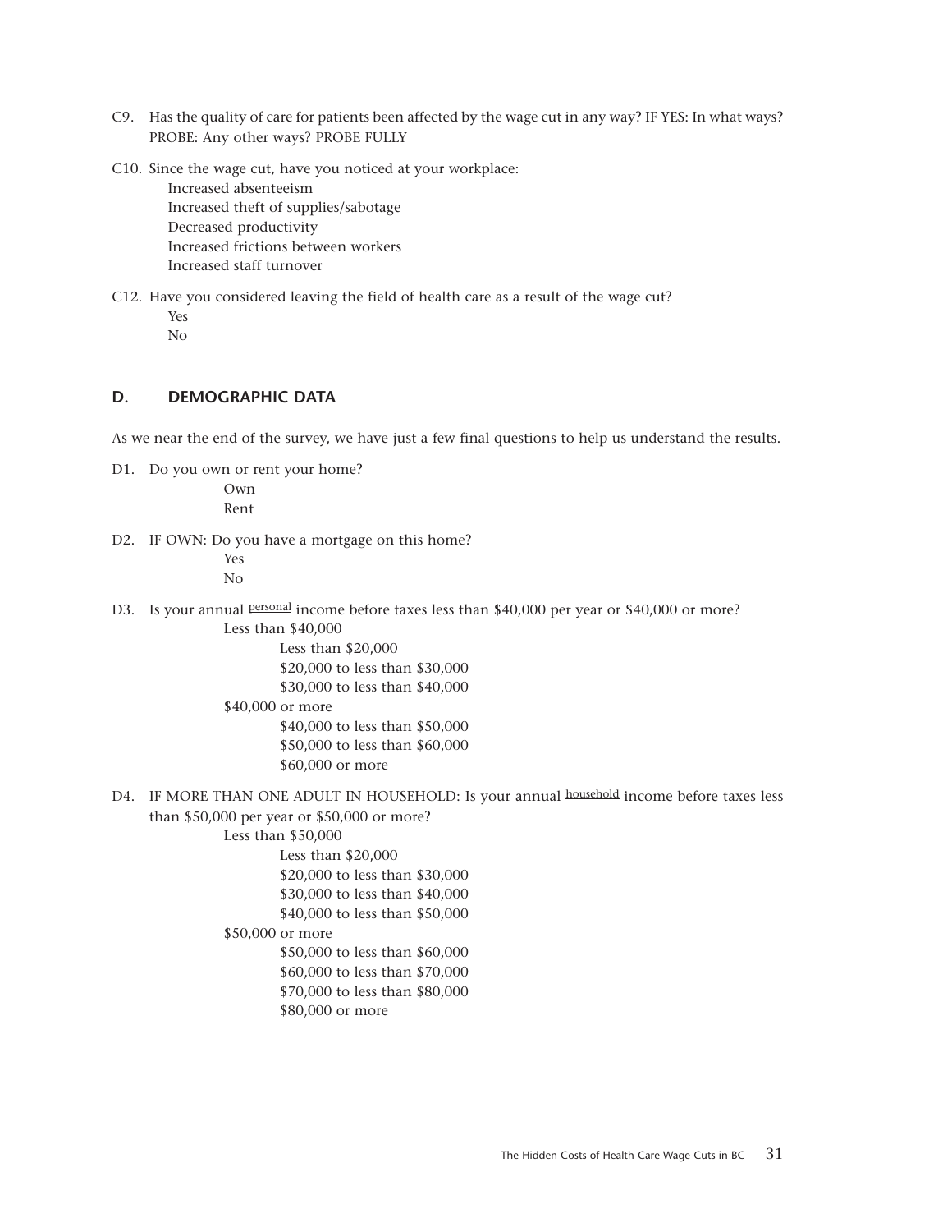C9. Has the quality of care for patients been affected by the wage cut in any way? IF YES: In what ways? PROBE: Any other ways? PROBE FULLY

C10. Since the wage cut, have you noticed at your workplace:

- Increased absenteeism
- Increased theft of supplies/sabotage
- Decreased productivity
- Increased frictions between workers
- Increased staff turnover

C12. Have you considered leaving the field of health care as a result of the wage cut?

- Yes
- No

## D. DEMOGRAPHIC DATA

As we near the end of the survey, we have just a few final questions to help us understand the results.

D1. Do you own or rent your home?

- Own
- Rent

D2. IF OWN: Do you have a mortgage on this home?

- Yes
- No

D3. Is your annual personal income before taxes less than $40,000 per year or $40,000 or more?

- Less than $40,000
  - Less than $20,000
  - $20,000 to less than $30,000
  - $30,000 to less than $40,000
- $40,000 or more
  - $40,000 to less than $50,000
  - $50,000 to less than $60,000
  - $60,000 or more

D4. IF MORE THAN ONE ADULT IN HOUSEHOLD: Is your annual household income before taxes less than $50,000 per year or $50,000 or more?

- Less than $50,000
  - Less than $20,000
  - $20,000 to less than $30,000
  - $30,000 to less than $40,000
  - $40,000 to less than $50,000
- $50,000 or more
  - $50,000 to less than $60,000
  - $60,000 to less than $70,000
  - $70,000 to less than $80,000
  - $80,000 or more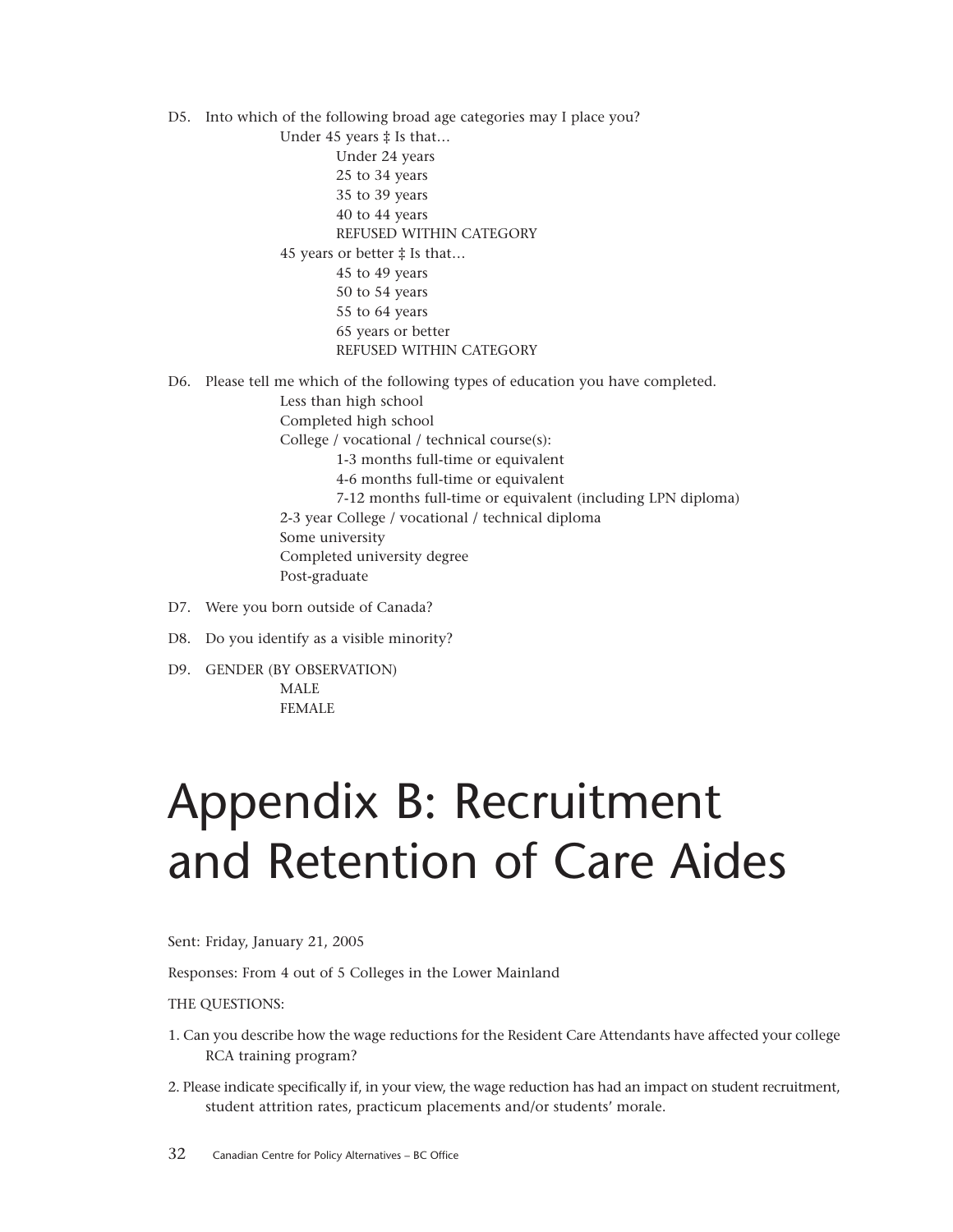D5. Into which of the following broad age categories may I place you?

- Under 45 years ‡ Is that…
  - Under 24 years
  - 25 to 34 years
  - 35 to 39 years
  - 40 to 44 years
  - REFUSED WITHIN CATEGORY
- 45 years or better ‡ Is that…
  - 45 to 49 years
  - 50 to 54 years
  - 55 to 64 years
  - 65 years or better
  - REFUSED WITHIN CATEGORY

D6. Please tell me which of the following types of education you have completed.

- Less than high school
- Completed high school
- College / vocational / technical course(s):
  - 1-3 months full-time or equivalent
  - 4-6 months full-time or equivalent
  - 7-12 months full-time or equivalent (including LPN diploma)
- 2-3 year College / vocational / technical diploma
- Some university
- Completed university degree
- Post-graduate

D7. Were you born outside of Canada?

D8. Do you identify as a visible minority?

D9. GENDER (BY OBSERVATION)

- MALE
- FEMALE

# Appendix B: Recruitment and Retention of Care Aides

Sent: Friday, January 21, 2005

Responses: From 4 out of 5 Colleges in the Lower Mainland

THE QUESTIONS:

1. Can you describe how the wage reductions for the Resident Care Attendants have affected your college RCA training program?
2. Please indicate specifically if, in your view, the wage reduction has had an impact on student recruitment, student attrition rates, practicum placements and/or students' morale.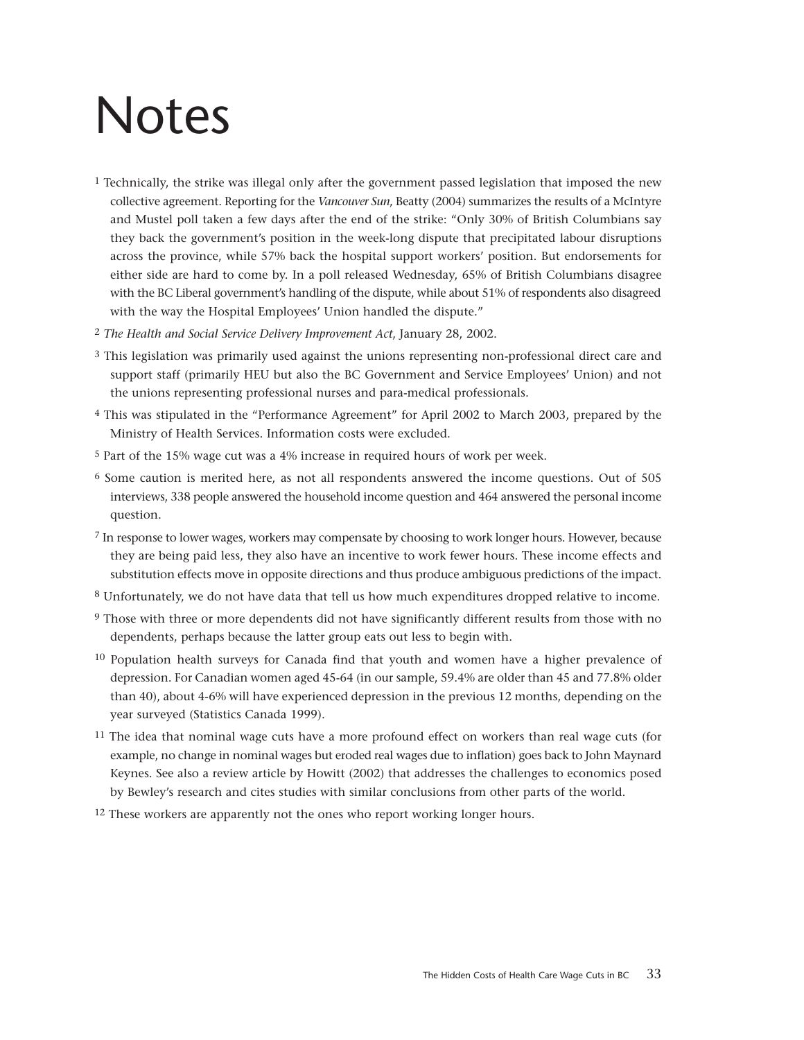# Notes

[1] Technically, the strike was illegal only after the government passed legislation that imposed the new collective agreement. Reporting for the *Vancouver Sun*, Beatty (2004) summarizes the results of a McIntyre and Mustel poll taken a few days after the end of the strike: "Only 30% of British Columbians say they back the government's position in the week-long dispute that precipitated labour disruptions across the province, while 57% back the hospital support workers' position. But endorsements for either side are hard to come by. In a poll released Wednesday, 65% of British Columbians disagree with the BC Liberal government's handling of the dispute, while about 51% of respondents also disagreed with the way the Hospital Employees' Union handled the dispute."

[2] *The Health and Social Service Delivery Improvement Act*, January 28, 2002.

[3] This legislation was primarily used against the unions representing non-professional direct care and support staff (primarily HEU but also the BC Government and Service Employees' Union) and not the unions representing professional nurses and para-medical professionals.

[4] This was stipulated in the "Performance Agreement" for April 2002 to March 2003, prepared by the Ministry of Health Services. Information costs were excluded.

[5] Part of the 15% wage cut was a 4% increase in required hours of work per week.

[6] Some caution is merited here, as not all respondents answered the income questions. Out of 505 interviews, 338 people answered the household income question and 464 answered the personal income question.

[7] In response to lower wages, workers may compensate by choosing to work longer hours. However, because they are being paid less, they also have an incentive to work fewer hours. These income effects and substitution effects move in opposite directions and thus produce ambiguous predictions of the impact.

[8] Unfortunately, we do not have data that tell us how much expenditures dropped relative to income.

[9] Those with three or more dependents did not have significantly different results from those with no dependents, perhaps because the latter group eats out less to begin with.

[10] Population health surveys for Canada find that youth and women have a higher prevalence of depression. For Canadian women aged 45-64 (in our sample, 59.4% are older than 45 and 77.8% older than 40), about 4-6% will have experienced depression in the previous 12 months, depending on the year surveyed (Statistics Canada 1999).

[11] The idea that nominal wage cuts have a more profound effect on workers than real wage cuts (for example, no change in nominal wages but eroded real wages due to inflation) goes back to John Maynard Keynes. See also a review article by Howitt (2002) that addresses the challenges to economics posed by Bewley's research and cites studies with similar conclusions from other parts of the world.

[12] These workers are apparently not the ones who report working longer hours.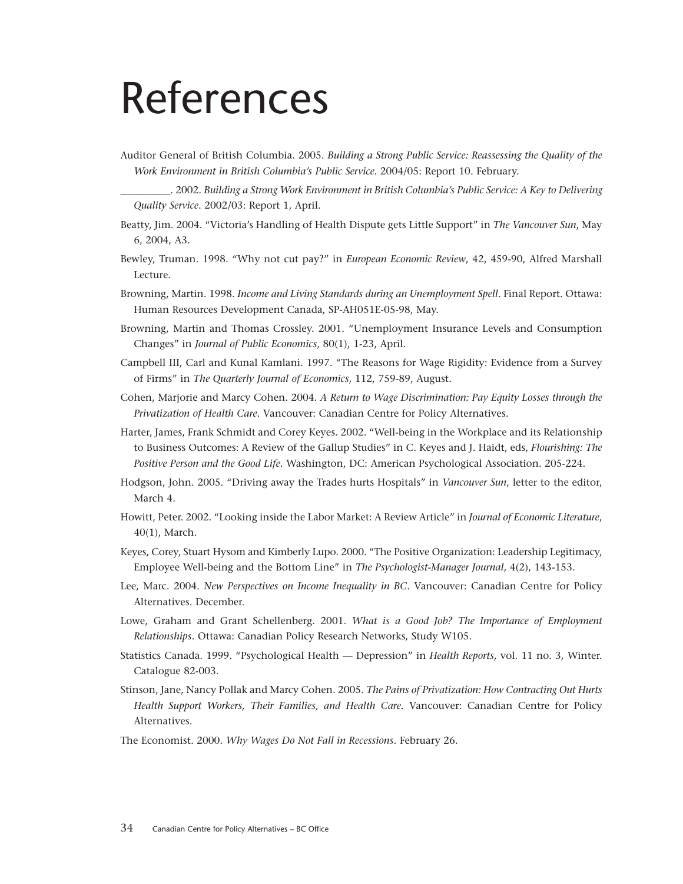# References

Auditor General of British Columbia. 2005. *Building a Strong Public Service: Reassessing the Quality of the Work Environment in British Columbia's Public Service*. 2004/05: Report 10. February.

__________. 2002. *Building a Strong Work Environment in British Columbia's Public Service: A Key to Delivering Quality Service*. 2002/03: Report 1, April.

Beatty, Jim. 2004. "Victoria's Handling of Health Dispute gets Little Support" in *The Vancouver Sun*, May 6, 2004, A3.

Bewley, Truman. 1998. "Why not cut pay?" in *European Economic Review*, 42, 459-90, Alfred Marshall Lecture.

Browning, Martin. 1998. *Income and Living Standards during an Unemployment Spell*. Final Report. Ottawa: Human Resources Development Canada, SP-AH051E-05-98, May.

Browning, Martin and Thomas Crossley. 2001. "Unemployment Insurance Levels and Consumption Changes" in *Journal of Public Economics*, 80(1), 1-23, April.

Campbell III, Carl and Kunal Kamlani. 1997. "The Reasons for Wage Rigidity: Evidence from a Survey of Firms" in *The Quarterly Journal of Economics*, 112, 759-89, August.

Cohen, Marjorie and Marcy Cohen. 2004. *A Return to Wage Discrimination: Pay Equity Losses through the Privatization of Health Care*. Vancouver: Canadian Centre for Policy Alternatives.

Harter, James, Frank Schmidt and Corey Keyes. 2002. "Well-being in the Workplace and its Relationship to Business Outcomes: A Review of the Gallup Studies" in C. Keyes and J. Haidt, eds, *Flourishing: The Positive Person and the Good Life*. Washington, DC: American Psychological Association. 205-224.

Hodgson, John. 2005. "Driving away the Trades hurts Hospitals" in *Vancouver Sun*, letter to the editor, March 4.

Howitt, Peter. 2002. "Looking inside the Labor Market: A Review Article" in *Journal of Economic Literature*, 40(1), March.

Keyes, Corey, Stuart Hysom and Kimberly Lupo. 2000. "The Positive Organization: Leadership Legitimacy, Employee Well-being and the Bottom Line" in *The Psychologist-Manager Journal*, 4(2), 143-153.

Lee, Marc. 2004. *New Perspectives on Income Inequality in BC*. Vancouver: Canadian Centre for Policy Alternatives. December.

Lowe, Graham and Grant Schellenberg. 2001. *What is a Good Job? The Importance of Employment Relationships*. Ottawa: Canadian Policy Research Networks, Study W105.

Statistics Canada. 1999. "Psychological Health — Depression" in *Health Reports,* vol. 11 no. 3, Winter. Catalogue 82-003.

Stinson, Jane, Nancy Pollak and Marcy Cohen. 2005. *The Pains of Privatization: How Contracting Out Hurts Health Support Workers, Their Families, and Health Care*. Vancouver: Canadian Centre for Policy Alternatives.

The Economist. 2000. *Why Wages Do Not Fall in Recessions*. February 26.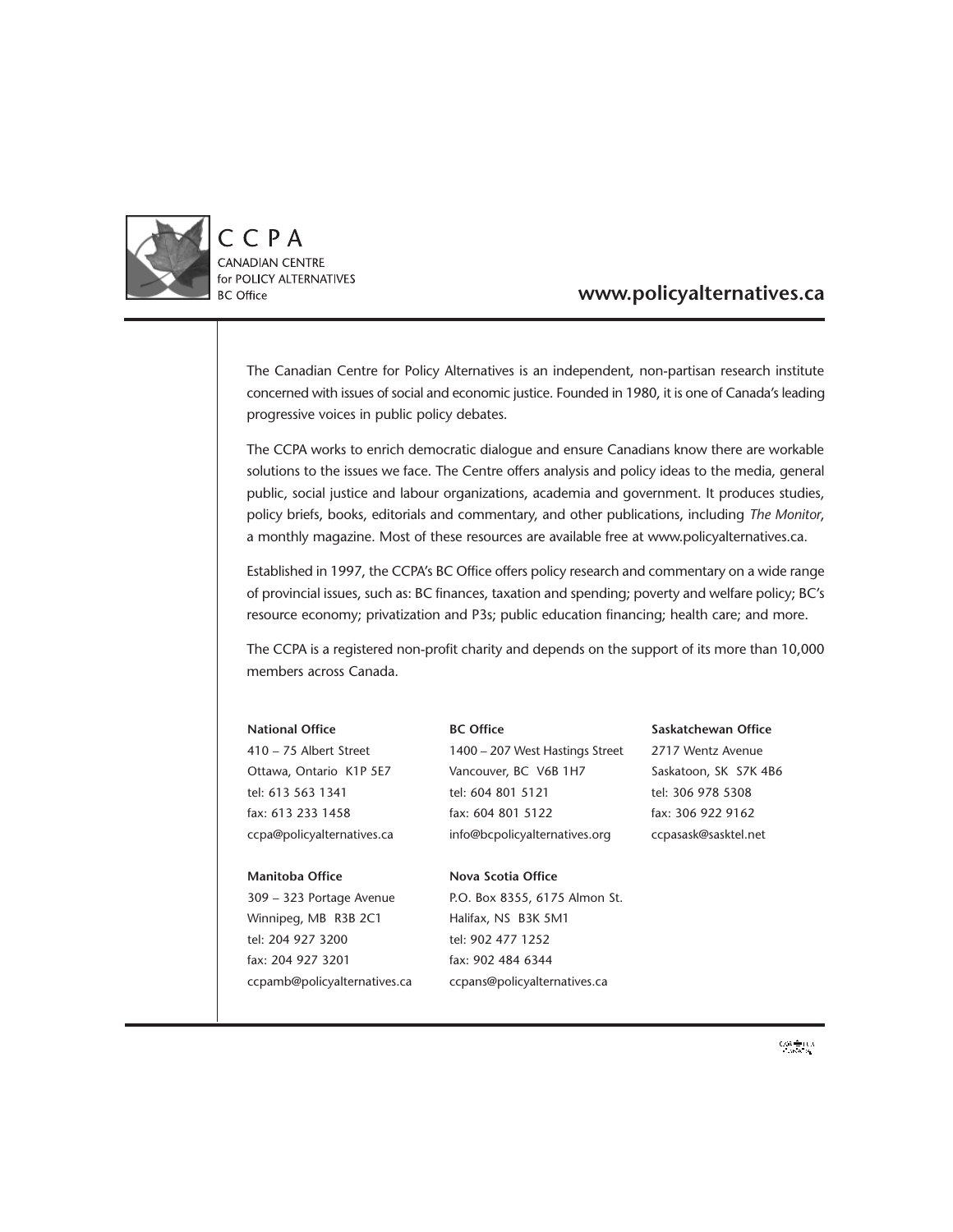CCPA
CANADIAN CENTRE
for POLICY ALTERNATIVES
BC Office

**www.policyalternatives.ca**

The Canadian Centre for Policy Alternatives is an independent, non-partisan research institute concerned with issues of social and economic justice. Founded in 1980, it is one of Canada's leading progressive voices in public policy debates.

The CCPA works to enrich democratic dialogue and ensure Canadians know there are workable solutions to the issues we face. The Centre offers analysis and policy ideas to the media, general public, social justice and labour organizations, academia and government. It produces studies, policy briefs, books, editorials and commentary, and other publications, including *The Monitor*, a monthly magazine. Most of these resources are available free at www.policyalternatives.ca.

Established in 1997, the CCPA's BC Office offers policy research and commentary on a wide range of provincial issues, such as: BC finances, taxation and spending; poverty and welfare policy; BC's resource economy; privatization and P3s; public education financing; health care; and more.

The CCPA is a registered non-profit charity and depends on the support of its more than 10,000 members across Canada.

**National Office**
410 – 75 Albert Street
Ottawa, Ontario K1P 5E7
tel: 613 563 1341
fax: 613 233 1458
ccpa@policyalternatives.ca

**BC Office**
1400 – 207 West Hastings Street
Vancouver, BC V6B 1H7
tel: 604 801 5121
fax: 604 801 5122
info@bcpolicyalternatives.org

**Saskatchewan Office**
2717 Wentz Avenue
Saskatoon, SK S7K 4B6
tel: 306 978 5308
fax: 306 922 9162
ccpasask@sasktel.net

**Manitoba Office**
309 – 323 Portage Avenue
Winnipeg, MB R3B 2C1
tel: 204 927 3200
fax: 204 927 3201
ccpamb@policyalternatives.ca

**Nova Scotia Office**
P.O. Box 8355, 6175 Almon St.
Halifax, NS B3K 5M1
tel: 902 477 1252
fax: 902 484 6344
ccpans@policyalternatives.ca